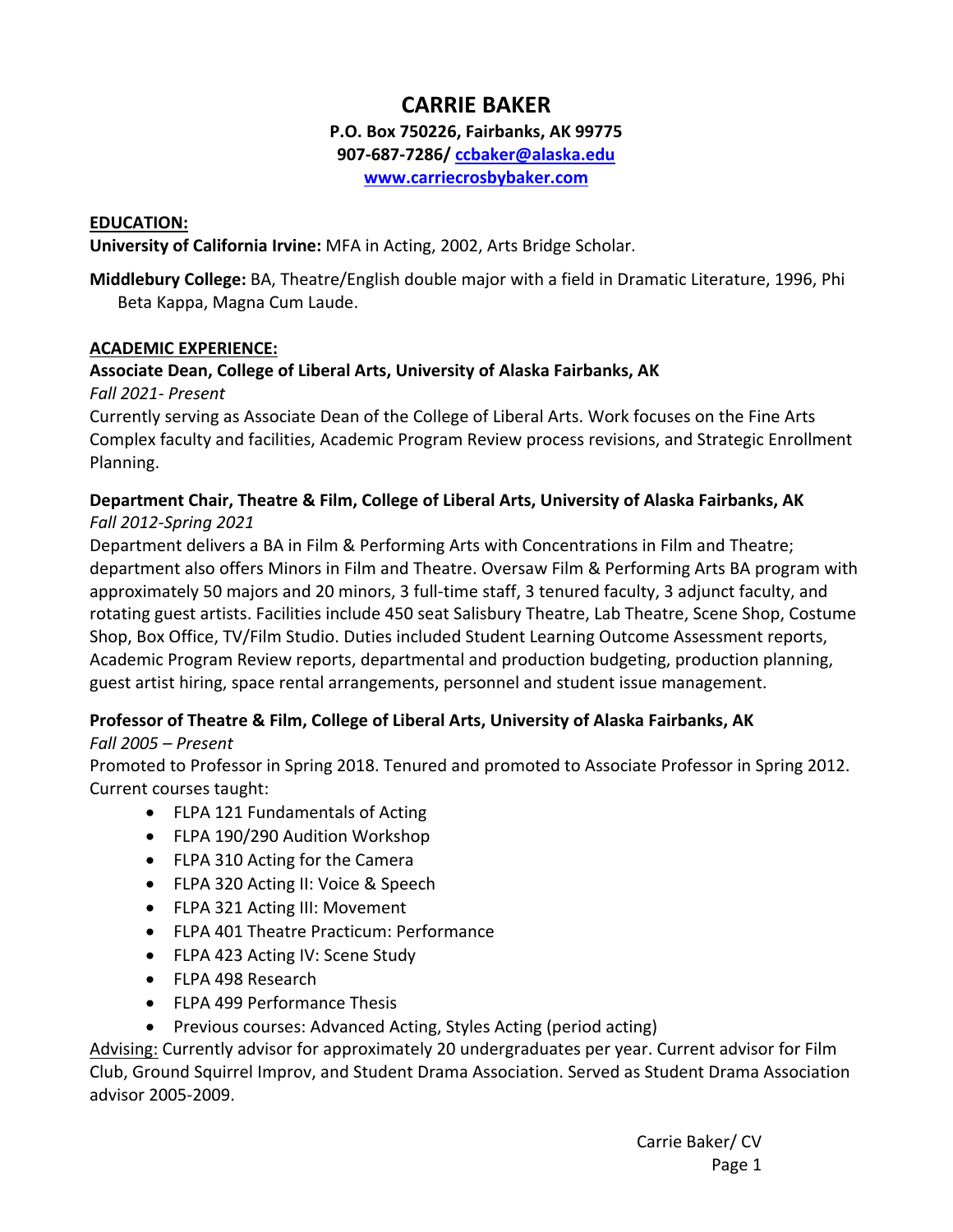# CARRIE BAKER

**P.O. Box 750226, Fairbanks, AK 99775**
**907-687-7286/ [ccbaker@alaska.edu](mailto:ccbaker@alaska.edu)**
**[www.carriecrosbybaker.com](http://www.carriecrosbybaker.com)**

## EDUCATION:

**University of California Irvine:** MFA in Acting, 2002, Arts Bridge Scholar.

**Middlebury College:** BA, Theatre/English double major with a field in Dramatic Literature, 1996, Phi Beta Kappa, Magna Cum Laude.

## ACADEMIC EXPERIENCE:

**Associate Dean, College of Liberal Arts, University of Alaska Fairbanks, AK**
*Fall 2021- Present*
Currently serving as Associate Dean of the College of Liberal Arts. Work focuses on the Fine Arts Complex faculty and facilities, Academic Program Review process revisions, and Strategic Enrollment Planning.

**Department Chair, Theatre & Film, College of Liberal Arts, University of Alaska Fairbanks, AK**
*Fall 2012-Spring 2021*
Department delivers a BA in Film & Performing Arts with Concentrations in Film and Theatre; department also offers Minors in Film and Theatre. Oversaw Film & Performing Arts BA program with approximately 50 majors and 20 minors, 3 full-time staff, 3 tenured faculty, 3 adjunct faculty, and rotating guest artists. Facilities include 450 seat Salisbury Theatre, Lab Theatre, Scene Shop, Costume Shop, Box Office, TV/Film Studio. Duties included Student Learning Outcome Assessment reports, Academic Program Review reports, departmental and production budgeting, production planning, guest artist hiring, space rental arrangements, personnel and student issue management.

**Professor of Theatre & Film, College of Liberal Arts, University of Alaska Fairbanks, AK**
*Fall 2005 – Present*
Promoted to Professor in Spring 2018. Tenured and promoted to Associate Professor in Spring 2012. Current courses taught:

- FLPA 121 Fundamentals of Acting
- FLPA 190/290 Audition Workshop
- FLPA 310 Acting for the Camera
- FLPA 320 Acting II: Voice & Speech
- FLPA 321 Acting III: Movement
- FLPA 401 Theatre Practicum: Performance
- FLPA 423 Acting IV: Scene Study
- FLPA 498 Research
- FLPA 499 Performance Thesis
- Previous courses: Advanced Acting, Styles Acting (period acting)

<u>Advising:</u> Currently advisor for approximately 20 undergraduates per year. Current advisor for Film Club, Ground Squirrel Improv, and Student Drama Association. Served as Student Drama Association advisor 2005-2009.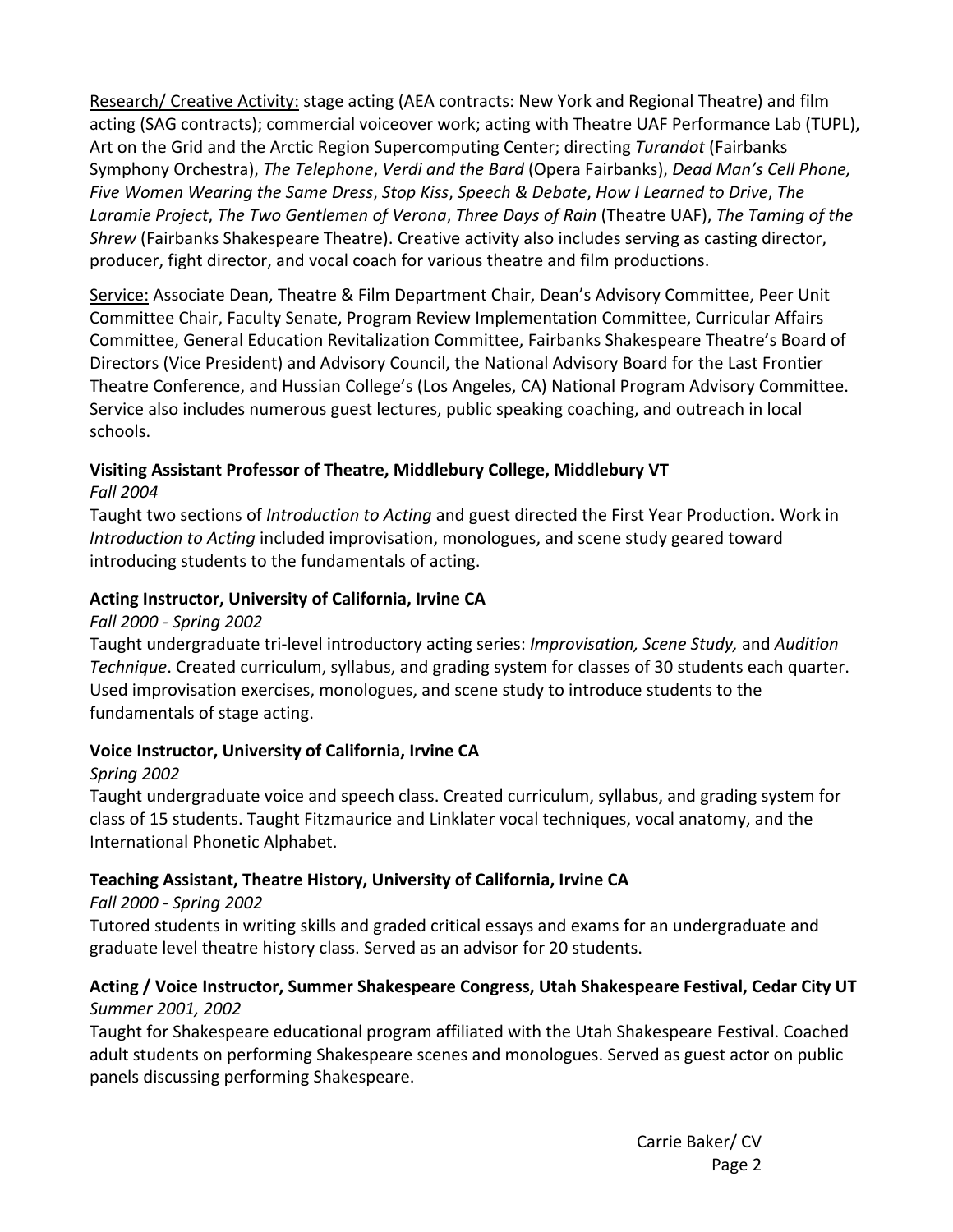<u>Research/ Creative Activity:</u> stage acting (AEA contracts: New York and Regional Theatre) and film acting (SAG contracts); commercial voiceover work; acting with Theatre UAF Performance Lab (TUPL), Art on the Grid and the Arctic Region Supercomputing Center; directing *Turandot* (Fairbanks Symphony Orchestra), *The Telephone*, *Verdi and the Bard* (Opera Fairbanks), *Dead Man's Cell Phone, Five Women Wearing the Same Dress*, *Stop Kiss*, *Speech & Debate*, *How I Learned to Drive*, *The Laramie Project*, *The Two Gentlemen of Verona*, *Three Days of Rain* (Theatre UAF), *The Taming of the Shrew* (Fairbanks Shakespeare Theatre). Creative activity also includes serving as casting director, producer, fight director, and vocal coach for various theatre and film productions.

<u>Service:</u> Associate Dean, Theatre & Film Department Chair, Dean's Advisory Committee, Peer Unit Committee Chair, Faculty Senate, Program Review Implementation Committee, Curricular Affairs Committee, General Education Revitalization Committee, Fairbanks Shakespeare Theatre's Board of Directors (Vice President) and Advisory Council, the National Advisory Board for the Last Frontier Theatre Conference, and Hussian College's (Los Angeles, CA) National Program Advisory Committee. Service also includes numerous guest lectures, public speaking coaching, and outreach in local schools.

**Visiting Assistant Professor of Theatre, Middlebury College, Middlebury VT**
*Fall 2004*
Taught two sections of *Introduction to Acting* and guest directed the First Year Production. Work in *Introduction to Acting* included improvisation, monologues, and scene study geared toward introducing students to the fundamentals of acting.

**Acting Instructor, University of California, Irvine CA**
*Fall 2000 - Spring 2002*
Taught undergraduate tri-level introductory acting series: *Improvisation, Scene Study,* and *Audition Technique*. Created curriculum, syllabus, and grading system for classes of 30 students each quarter. Used improvisation exercises, monologues, and scene study to introduce students to the fundamentals of stage acting.

**Voice Instructor, University of California, Irvine CA**
*Spring 2002*
Taught undergraduate voice and speech class. Created curriculum, syllabus, and grading system for class of 15 students. Taught Fitzmaurice and Linklater vocal techniques, vocal anatomy, and the International Phonetic Alphabet.

**Teaching Assistant, Theatre History, University of California, Irvine CA**
*Fall 2000 - Spring 2002*
Tutored students in writing skills and graded critical essays and exams for an undergraduate and graduate level theatre history class. Served as an advisor for 20 students.

**Acting / Voice Instructor, Summer Shakespeare Congress, Utah Shakespeare Festival, Cedar City UT**
*Summer 2001, 2002*
Taught for Shakespeare educational program affiliated with the Utah Shakespeare Festival. Coached adult students on performing Shakespeare scenes and monologues. Served as guest actor on public panels discussing performing Shakespeare.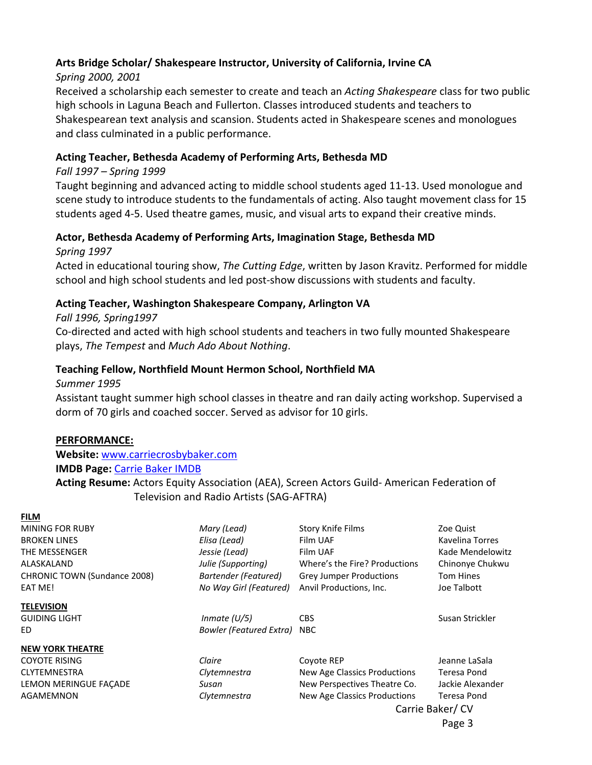**Arts Bridge Scholar/ Shakespeare Instructor, University of California, Irvine CA**

*Spring 2000, 2001*

Received a scholarship each semester to create and teach an *Acting Shakespeare* class for two public high schools in Laguna Beach and Fullerton. Classes introduced students and teachers to Shakespearean text analysis and scansion. Students acted in Shakespeare scenes and monologues and class culminated in a public performance.

**Acting Teacher, Bethesda Academy of Performing Arts, Bethesda MD**

*Fall 1997 – Spring 1999*

Taught beginning and advanced acting to middle school students aged 11-13. Used monologue and scene study to introduce students to the fundamentals of acting. Also taught movement class for 15 students aged 4-5. Used theatre games, music, and visual arts to expand their creative minds.

**Actor, Bethesda Academy of Performing Arts, Imagination Stage, Bethesda MD**

*Spring 1997*

Acted in educational touring show, *The Cutting Edge*, written by Jason Kravitz. Performed for middle school and high school students and led post-show discussions with students and faculty.

**Acting Teacher, Washington Shakespeare Company, Arlington VA**

*Fall 1996, Spring1997*

Co-directed and acted with high school students and teachers in two fully mounted Shakespeare plays, *The Tempest* and *Much Ado About Nothing*.

**Teaching Fellow, Northfield Mount Hermon School, Northfield MA**

*Summer 1995*

Assistant taught summer high school classes in theatre and ran daily acting workshop. Supervised a dorm of 70 girls and coached soccer. Served as advisor for 10 girls.

**PERFORMANCE:**

**Website:** [www.carriecrosbybaker.com](www.carriecrosbybaker.com)

**IMDB Page:** Carrie Baker IMDB

**Acting Resume:** Actors Equity Association (AEA), Screen Actors Guild- American Federation of Television and Radio Artists (SAG-AFTRA)

**FILM**

| | | | |
|---|---|---|---|
| MINING FOR RUBY | *Mary (Lead)* | Story Knife Films | Zoe Quist |
| BROKEN LINES | *Elisa (Lead)* | Film UAF | Kavelina Torres |
| THE MESSENGER | *Jessie (Lead)* | Film UAF | Kade Mendelowitz |
| ALASKALAND | *Julie (Supporting)* | Where's the Fire? Productions | Chinonye Chukwu |
| CHRONIC TOWN (Sundance 2008) | *Bartender (Featured)* | Grey Jumper Productions | Tom Hines |
| EAT ME! | *No Way Girl (Featured)* | Anvil Productions, Inc. | Joe Talbott |

**TELEVISION**

| | | | |
|---|---|---|---|
| GUIDING LIGHT | *Inmate (U/5)* | CBS | Susan Strickler |
| ED | *Bowler (Featured Extra)* | NBC | |

**NEW YORK THEATRE**

| | | | |
|---|---|---|---|
| COYOTE RISING | *Claire* | Coyote REP | Jeanne LaSala |
| CLYTEMNESTRA | *Clytemnestra* | New Age Classics Productions | Teresa Pond |
| LEMON MERINGUE FAÇADE | *Susan* | New Perspectives Theatre Co. | Jackie Alexander |
| AGAMEMNON | *Clytemnestra* | New Age Classics Productions | Teresa Pond |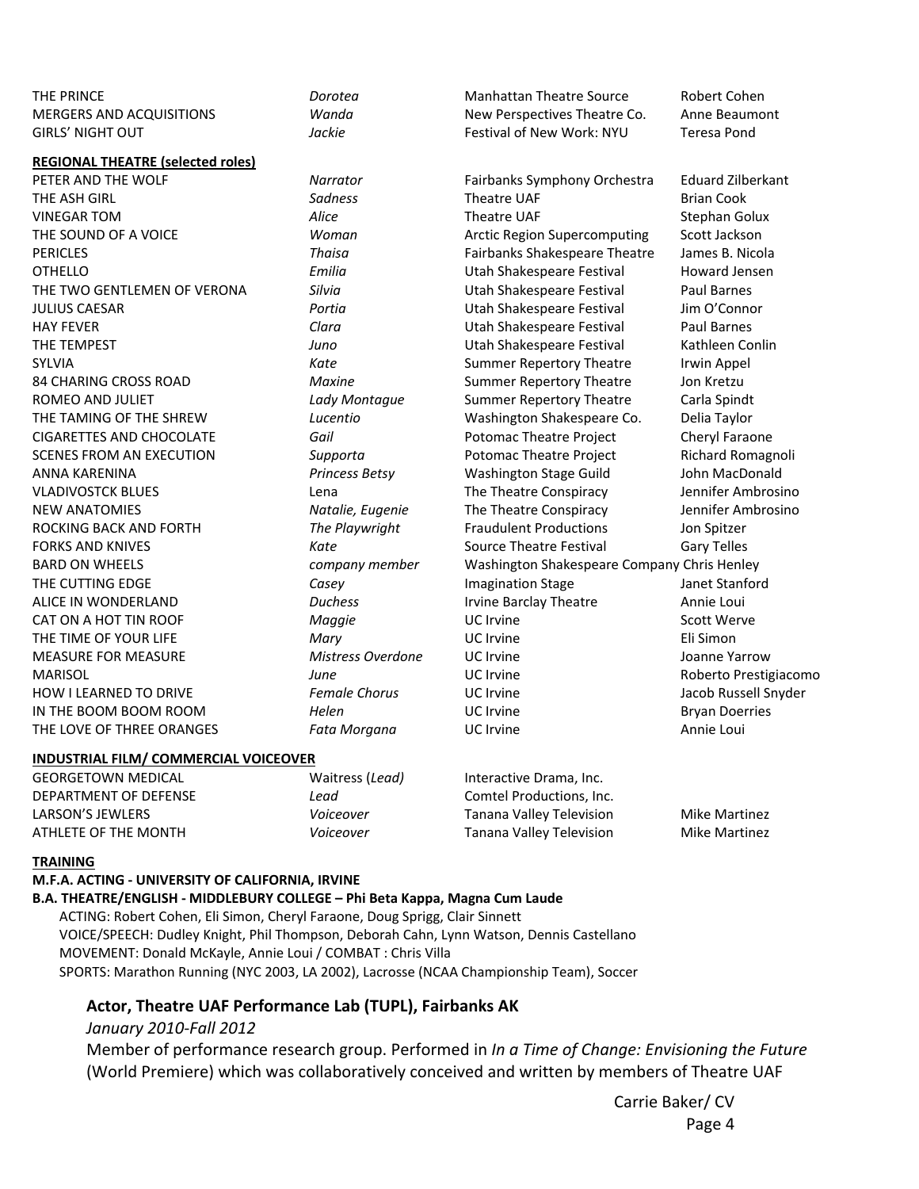| | | | |
|---|---|---|---|
| THE PRINCE | *Dorotea* | Manhattan Theatre Source | Robert Cohen |
| MERGERS AND ACQUISITIONS | *Wanda* | New Perspectives Theatre Co. | Anne Beaumont |
| GIRLS' NIGHT OUT | *Jackie* | Festival of New Work: NYU | Teresa Pond |

**REGIONAL THEATRE (selected roles)**

| | | | |
|---|---|---|---|
| PETER AND THE WOLF | *Narrator* | Fairbanks Symphony Orchestra | Eduard Zilberkant |
| THE ASH GIRL | *Sadness* | Theatre UAF | Brian Cook |
| VINEGAR TOM | *Alice* | Theatre UAF | Stephan Golux |
| THE SOUND OF A VOICE | *Woman* | Arctic Region Supercomputing | Scott Jackson |
| PERICLES | *Thaisa* | Fairbanks Shakespeare Theatre | James B. Nicola |
| OTHELLO | *Emilia* | Utah Shakespeare Festival | Howard Jensen |
| THE TWO GENTLEMEN OF VERONA | *Silvia* | Utah Shakespeare Festival | Paul Barnes |
| JULIUS CAESAR | *Portia* | Utah Shakespeare Festival | Jim O'Connor |
| HAY FEVER | *Clara* | Utah Shakespeare Festival | Paul Barnes |
| THE TEMPEST | *Juno* | Utah Shakespeare Festival | Kathleen Conlin |
| SYLVIA | *Kate* | Summer Repertory Theatre | Irwin Appel |
| 84 CHARING CROSS ROAD | *Maxine* | Summer Repertory Theatre | Jon Kretzu |
| ROMEO AND JULIET | *Lady Montague* | Summer Repertory Theatre | Carla Spindt |
| THE TAMING OF THE SHREW | *Lucentio* | Washington Shakespeare Co. | Delia Taylor |
| CIGARETTES AND CHOCOLATE | *Gail* | Potomac Theatre Project | Cheryl Faraone |
| SCENES FROM AN EXECUTION | *Supporta* | Potomac Theatre Project | Richard Romagnoli |
| ANNA KARENINA | *Princess Betsy* | Washington Stage Guild | John MacDonald |
| VLADIVOSTCK BLUES | Lena | The Theatre Conspiracy | Jennifer Ambrosino |
| NEW ANATOMIES | *Natalie, Eugenie* | The Theatre Conspiracy | Jennifer Ambrosino |
| ROCKING BACK AND FORTH | *The Playwright* | Fraudulent Productions | Jon Spitzer |
| FORKS AND KNIVES | *Kate* | Source Theatre Festival | Gary Telles |
| BARD ON WHEELS | *company member* | Washington Shakespeare Company | Chris Henley |
| THE CUTTING EDGE | *Casey* | Imagination Stage | Janet Stanford |
| ALICE IN WONDERLAND | *Duchess* | Irvine Barclay Theatre | Annie Loui |
| CAT ON A HOT TIN ROOF | *Maggie* | UC Irvine | Scott Werve |
| THE TIME OF YOUR LIFE | *Mary* | UC Irvine | Eli Simon |
| MEASURE FOR MEASURE | *Mistress Overdone* | UC Irvine | Joanne Yarrow |
| MARISOL | *June* | UC Irvine | Roberto Prestigiacomo |
| HOW I LEARNED TO DRIVE | *Female Chorus* | UC Irvine | Jacob Russell Snyder |
| IN THE BOOM BOOM ROOM | *Helen* | UC Irvine | Bryan Doerries |
| THE LOVE OF THREE ORANGES | *Fata Morgana* | UC Irvine | Annie Loui |

**INDUSTRIAL FILM/ COMMERCIAL VOICEOVER**

| | | | |
|---|---|---|---|
| GEORGETOWN MEDICAL | Waitress (*Lead*) | Interactive Drama, Inc. | |
| DEPARTMENT OF DEFENSE | *Lead* | Comtel Productions, Inc. | |
| LARSON'S JEWLERS | *Voiceover* | Tanana Valley Television | Mike Martinez |
| ATHLETE OF THE MONTH | *Voiceover* | Tanana Valley Television | Mike Martinez |

**TRAINING**

**M.F.A. ACTING - UNIVERSITY OF CALIFORNIA, IRVINE**

**B.A. THEATRE/ENGLISH - MIDDLEBURY COLLEGE – Phi Beta Kappa, Magna Cum Laude**

ACTING: Robert Cohen, Eli Simon, Cheryl Faraone, Doug Sprigg, Clair Sinnett
VOICE/SPEECH: Dudley Knight, Phil Thompson, Deborah Cahn, Lynn Watson, Dennis Castellano
MOVEMENT: Donald McKayle, Annie Loui / COMBAT : Chris Villa
SPORTS: Marathon Running (NYC 2003, LA 2002), Lacrosse (NCAA Championship Team), Soccer

**Actor, Theatre UAF Performance Lab (TUPL), Fairbanks AK**

*January 2010-Fall 2012*

Member of performance research group. Performed in *In a Time of Change: Envisioning the Future* (World Premiere) which was collaboratively conceived and written by members of Theatre UAF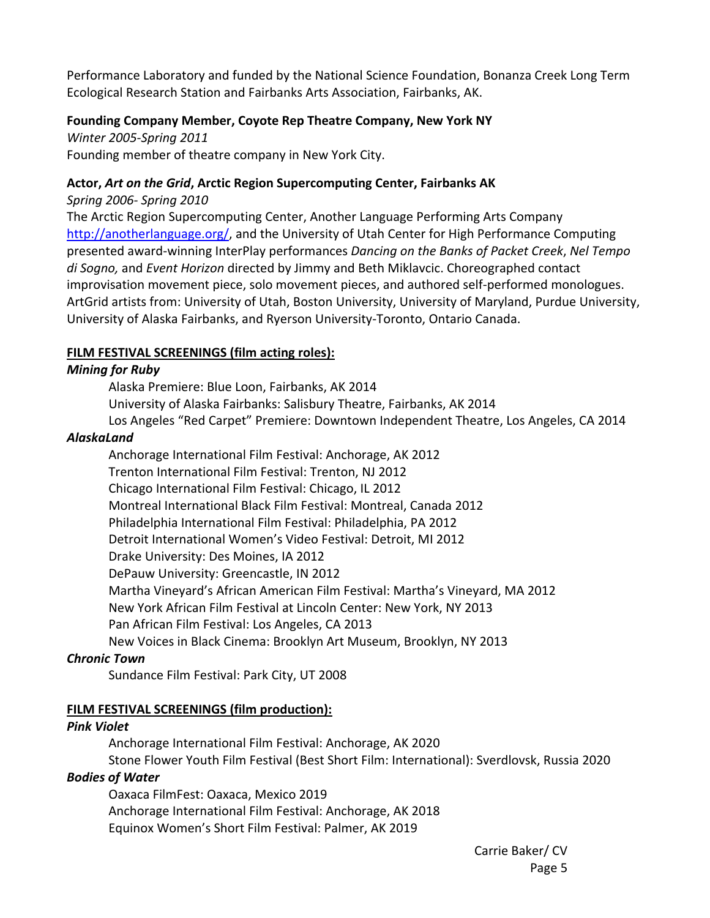Performance Laboratory and funded by the National Science Foundation, Bonanza Creek Long Term Ecological Research Station and Fairbanks Arts Association, Fairbanks, AK.

**Founding Company Member, Coyote Rep Theatre Company, New York NY**

*Winter 2005-Spring 2011*

Founding member of theatre company in New York City.

**Actor, *Art on the Grid*, Arctic Region Supercomputing Center, Fairbanks AK**

*Spring 2006- Spring 2010*

The Arctic Region Supercomputing Center, Another Language Performing Arts Company [http://anotherlanguage.org/](http://anotherlanguage.org/), and the University of Utah Center for High Performance Computing presented award-winning InterPlay performances *Dancing on the Banks of Packet Creek*, *Nel Tempo di Sogno,* and *Event Horizon* directed by Jimmy and Beth Miklavcic. Choreographed contact improvisation movement piece, solo movement pieces, and authored self-performed monologues. ArtGrid artists from: University of Utah, Boston University, University of Maryland, Purdue University, University of Alaska Fairbanks, and Ryerson University-Toronto, Ontario Canada.

**<u>FILM FESTIVAL SCREENINGS (film acting roles):</u>**

***Mining for Ruby***

Alaska Premiere: Blue Loon, Fairbanks, AK 2014
University of Alaska Fairbanks: Salisbury Theatre, Fairbanks, AK 2014
Los Angeles "Red Carpet" Premiere: Downtown Independent Theatre, Los Angeles, CA 2014

***AlaskaLand***

Anchorage International Film Festival: Anchorage, AK 2012
Trenton International Film Festival: Trenton, NJ 2012
Chicago International Film Festival: Chicago, IL 2012
Montreal International Black Film Festival: Montreal, Canada 2012
Philadelphia International Film Festival: Philadelphia, PA 2012
Detroit International Women's Video Festival: Detroit, MI 2012
Drake University: Des Moines, IA 2012
DePauw University: Greencastle, IN 2012
Martha Vineyard's African American Film Festival: Martha's Vineyard, MA 2012
New York African Film Festival at Lincoln Center: New York, NY 2013
Pan African Film Festival: Los Angeles, CA 2013
New Voices in Black Cinema: Brooklyn Art Museum, Brooklyn, NY 2013

***Chronic Town***

Sundance Film Festival: Park City, UT 2008

**<u>FILM FESTIVAL SCREENINGS (film production):</u>**

***Pink Violet***

Anchorage International Film Festival: Anchorage, AK 2020
Stone Flower Youth Film Festival (Best Short Film: International): Sverdlovsk, Russia 2020

***Bodies of Water***

Oaxaca FilmFest: Oaxaca, Mexico 2019
Anchorage International Film Festival: Anchorage, AK 2018
Equinox Women's Short Film Festival: Palmer, AK 2019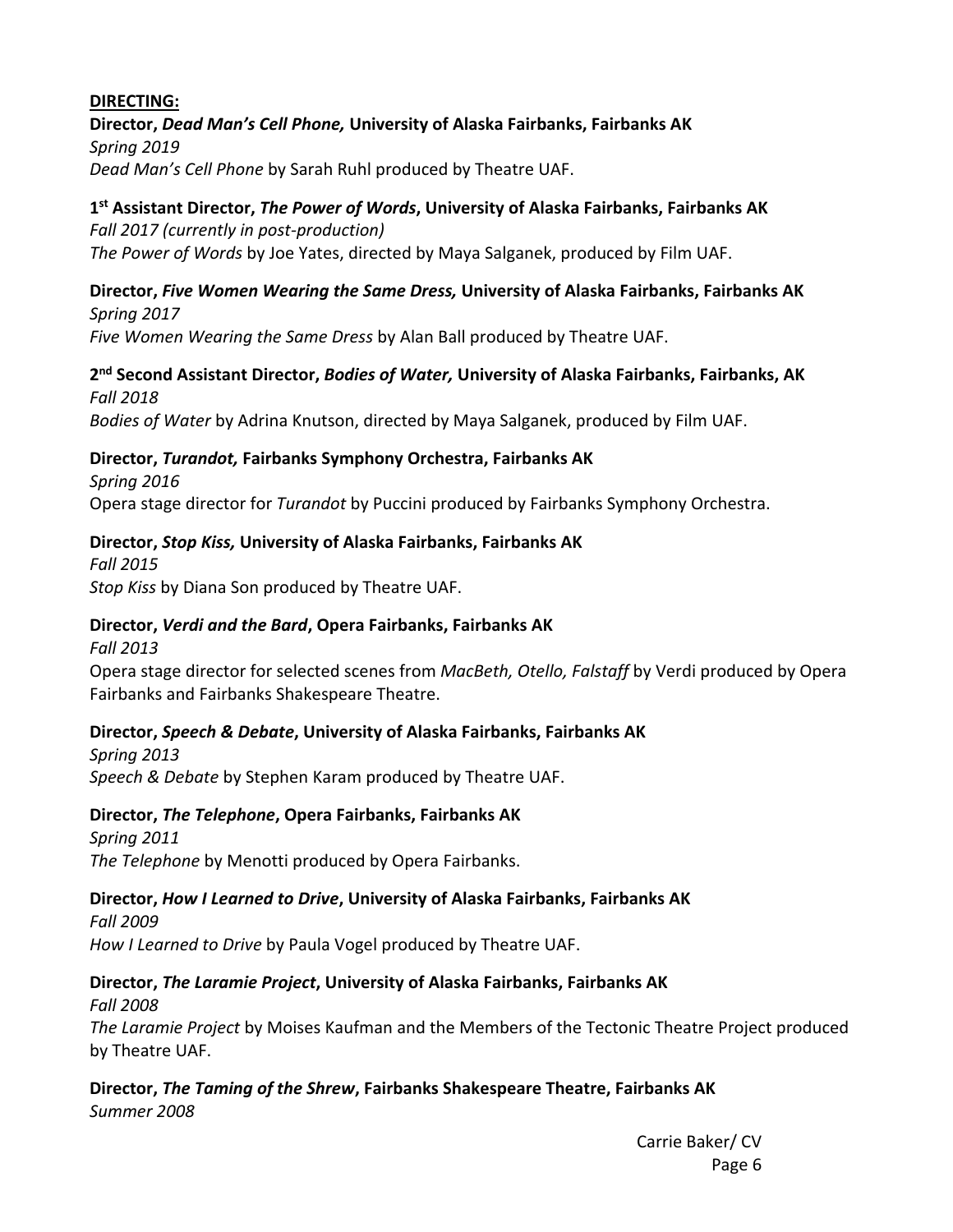**DIRECTING:**

**Director, *Dead Man's Cell Phone,* University of Alaska Fairbanks, Fairbanks AK**
*Spring 2019*
*Dead Man's Cell Phone* by Sarah Ruhl produced by Theatre UAF.

**1st Assistant Director, *The Power of Words*, University of Alaska Fairbanks, Fairbanks AK**
*Fall 2017 (currently in post-production)*
*The Power of Words* by Joe Yates, directed by Maya Salganek, produced by Film UAF.

**Director, *Five Women Wearing the Same Dress,* University of Alaska Fairbanks, Fairbanks AK**
*Spring 2017*
*Five Women Wearing the Same Dress* by Alan Ball produced by Theatre UAF.

**2nd Second Assistant Director, *Bodies of Water,* University of Alaska Fairbanks, Fairbanks, AK**
*Fall 2018*
*Bodies of Water* by Adrina Knutson, directed by Maya Salganek, produced by Film UAF.

**Director, *Turandot,* Fairbanks Symphony Orchestra, Fairbanks AK**
*Spring 2016*
Opera stage director for *Turandot* by Puccini produced by Fairbanks Symphony Orchestra.

**Director, *Stop Kiss,* University of Alaska Fairbanks, Fairbanks AK**
*Fall 2015*
*Stop Kiss* by Diana Son produced by Theatre UAF.

**Director, *Verdi and the Bard*, Opera Fairbanks, Fairbanks AK**
*Fall 2013*
Opera stage director for selected scenes from *MacBeth, Otello, Falstaff* by Verdi produced by Opera Fairbanks and Fairbanks Shakespeare Theatre.

**Director, *Speech & Debate*, University of Alaska Fairbanks, Fairbanks AK**
*Spring 2013*
*Speech & Debate* by Stephen Karam produced by Theatre UAF.

**Director, *The Telephone*, Opera Fairbanks, Fairbanks AK**
*Spring 2011*
*The Telephone* by Menotti produced by Opera Fairbanks.

**Director, *How I Learned to Drive*, University of Alaska Fairbanks, Fairbanks AK**
*Fall 2009*
*How I Learned to Drive* by Paula Vogel produced by Theatre UAF.

**Director, *The Laramie Project*, University of Alaska Fairbanks, Fairbanks AK**
*Fall 2008*
*The Laramie Project* by Moises Kaufman and the Members of the Tectonic Theatre Project produced by Theatre UAF.

**Director, *The Taming of the Shrew*, Fairbanks Shakespeare Theatre, Fairbanks AK**
*Summer 2008*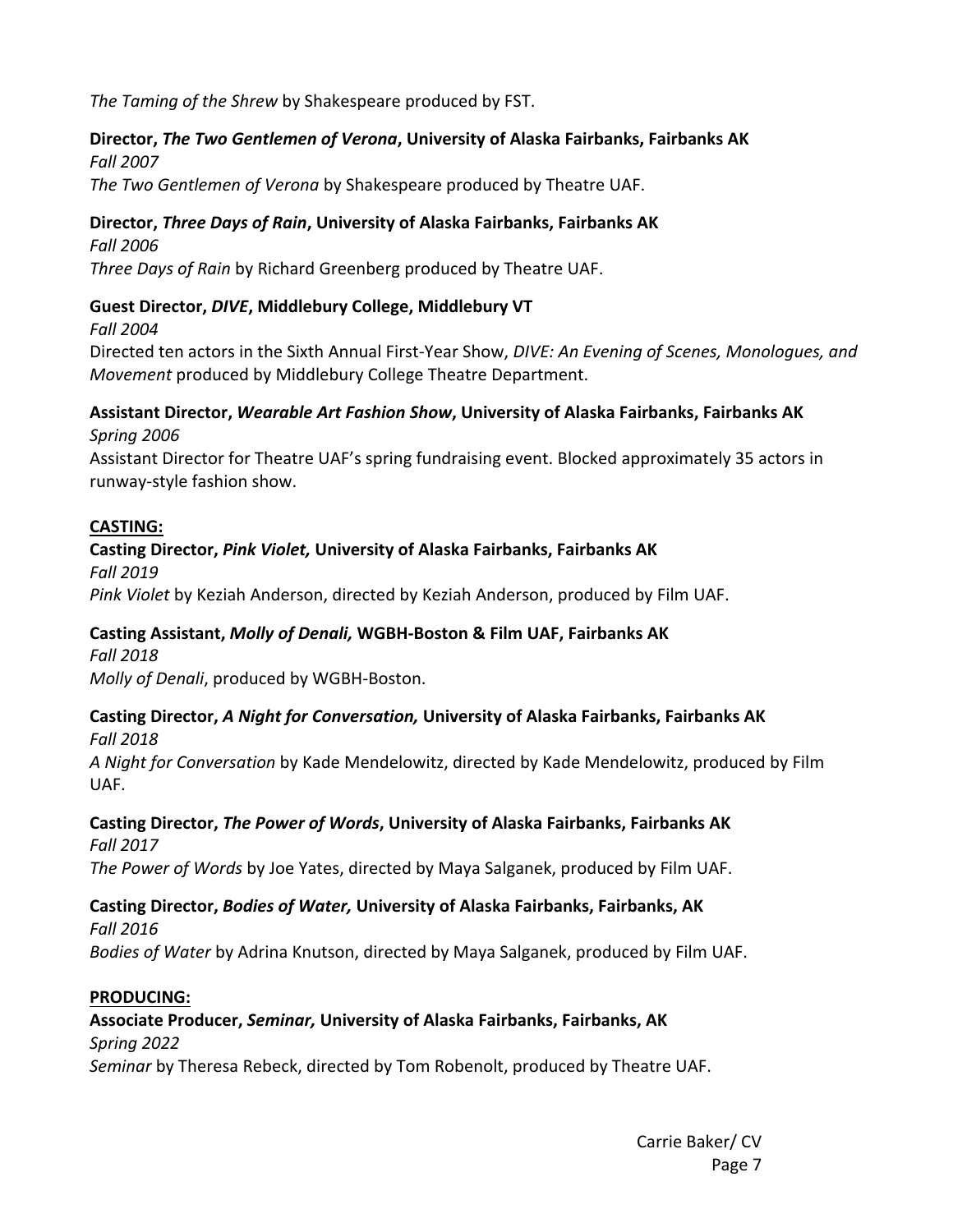*The Taming of the Shrew* by Shakespeare produced by FST.

**Director, *The Two Gentlemen of Verona*, University of Alaska Fairbanks, Fairbanks AK**
*Fall 2007*
*The Two Gentlemen of Verona* by Shakespeare produced by Theatre UAF.

**Director, *Three Days of Rain*, University of Alaska Fairbanks, Fairbanks AK**
*Fall 2006*
*Three Days of Rain* by Richard Greenberg produced by Theatre UAF.

**Guest Director, *DIVE*, Middlebury College, Middlebury VT**
*Fall 2004*
Directed ten actors in the Sixth Annual First-Year Show, *DIVE: An Evening of Scenes, Monologues, and Movement* produced by Middlebury College Theatre Department.

**Assistant Director, *Wearable Art Fashion Show*, University of Alaska Fairbanks, Fairbanks AK**
*Spring 2006*
Assistant Director for Theatre UAF's spring fundraising event. Blocked approximately 35 actors in runway-style fashion show.

**CASTING:**

**Casting Director, *Pink Violet,* University of Alaska Fairbanks, Fairbanks AK**
*Fall 2019*
*Pink Violet* by Keziah Anderson, directed by Keziah Anderson, produced by Film UAF.

**Casting Assistant, *Molly of Denali,* WGBH-Boston & Film UAF, Fairbanks AK**
*Fall 2018*
*Molly of Denali*, produced by WGBH-Boston.

**Casting Director, *A Night for Conversation,* University of Alaska Fairbanks, Fairbanks AK**
*Fall 2018*
*A Night for Conversation* by Kade Mendelowitz, directed by Kade Mendelowitz, produced by Film UAF.

**Casting Director, *The Power of Words*, University of Alaska Fairbanks, Fairbanks AK**
*Fall 2017*
*The Power of Words* by Joe Yates, directed by Maya Salganek, produced by Film UAF.

**Casting Director, *Bodies of Water,* University of Alaska Fairbanks, Fairbanks, AK**
*Fall 2016*
*Bodies of Water* by Adrina Knutson, directed by Maya Salganek, produced by Film UAF.

**PRODUCING:**

**Associate Producer, *Seminar,* University of Alaska Fairbanks, Fairbanks, AK**
*Spring 2022*
*Seminar* by Theresa Rebeck, directed by Tom Robenolt, produced by Theatre UAF.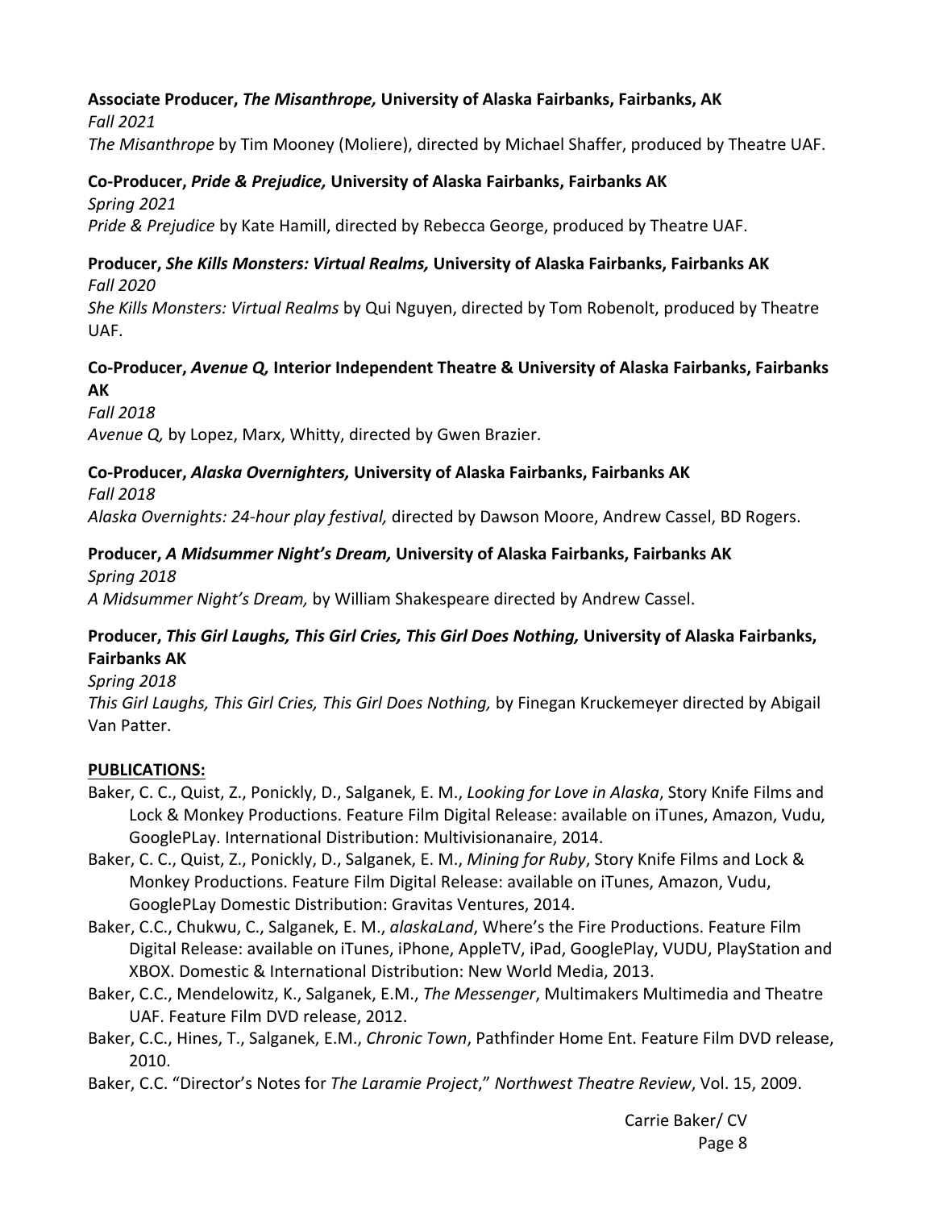**Associate Producer, *The Misanthrope,* University of Alaska Fairbanks, Fairbanks, AK**
*Fall 2021*
*The Misanthrope* by Tim Mooney (Moliere), directed by Michael Shaffer, produced by Theatre UAF.

**Co-Producer, *Pride & Prejudice,* University of Alaska Fairbanks, Fairbanks AK**
*Spring 2021*
*Pride & Prejudice* by Kate Hamill, directed by Rebecca George, produced by Theatre UAF.

**Producer, *She Kills Monsters: Virtual Realms,* University of Alaska Fairbanks, Fairbanks AK**
*Fall 2020*
*She Kills Monsters: Virtual Realms* by Qui Nguyen, directed by Tom Robenolt, produced by Theatre UAF.

**Co-Producer, *Avenue Q,* Interior Independent Theatre & University of Alaska Fairbanks, Fairbanks AK**
*Fall 2018*
*Avenue Q,* by Lopez, Marx, Whitty, directed by Gwen Brazier.

**Co-Producer, *Alaska Overnighters,* University of Alaska Fairbanks, Fairbanks AK**
*Fall 2018*
*Alaska Overnights: 24-hour play festival,* directed by Dawson Moore, Andrew Cassel, BD Rogers.

**Producer, *A Midsummer Night's Dream,* University of Alaska Fairbanks, Fairbanks AK**
*Spring 2018*
*A Midsummer Night's Dream,* by William Shakespeare directed by Andrew Cassel.

**Producer, *This Girl Laughs, This Girl Cries, This Girl Does Nothing,* University of Alaska Fairbanks, Fairbanks AK**
*Spring 2018*
*This Girl Laughs, This Girl Cries, This Girl Does Nothing,* by Finegan Kruckemeyer directed by Abigail Van Patter.

**PUBLICATIONS:**

Baker, C. C., Quist, Z., Ponickly, D., Salganek, E. M., *Looking for Love in Alaska*, Story Knife Films and Lock & Monkey Productions. Feature Film Digital Release: available on iTunes, Amazon, Vudu, GooglePLay. International Distribution: Multivisionanaire, 2014.

Baker, C. C., Quist, Z., Ponickly, D., Salganek, E. M., *Mining for Ruby*, Story Knife Films and Lock & Monkey Productions. Feature Film Digital Release: available on iTunes, Amazon, Vudu, GooglePLay Domestic Distribution: Gravitas Ventures, 2014.

Baker, C.C., Chukwu, C., Salganek, E. M., *alaskaLand*, Where's the Fire Productions. Feature Film Digital Release: available on iTunes, iPhone, AppleTV, iPad, GooglePlay, VUDU, PlayStation and XBOX. Domestic & International Distribution: New World Media, 2013.

Baker, C.C., Mendelowitz, K., Salganek, E.M., *The Messenger*, Multimakers Multimedia and Theatre UAF. Feature Film DVD release, 2012.

Baker, C.C., Hines, T., Salganek, E.M., *Chronic Town*, Pathfinder Home Ent. Feature Film DVD release, 2010.

Baker, C.C. "Director's Notes for *The Laramie Project*," *Northwest Theatre Review*, Vol. 15, 2009.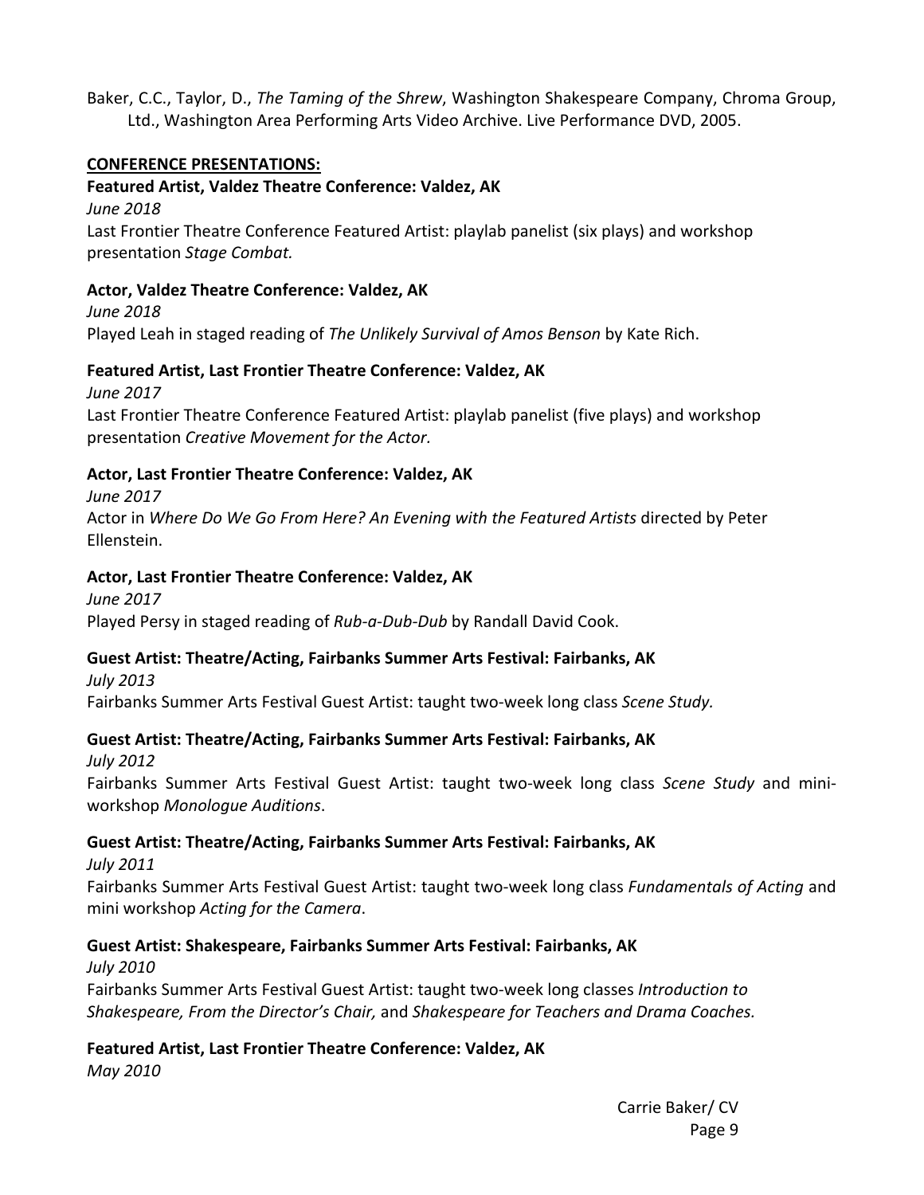Baker, C.C., Taylor, D., *The Taming of the Shrew*, Washington Shakespeare Company, Chroma Group, Ltd., Washington Area Performing Arts Video Archive. Live Performance DVD, 2005.

## CONFERENCE PRESENTATIONS:

**Featured Artist, Valdez Theatre Conference: Valdez, AK**
*June 2018*
Last Frontier Theatre Conference Featured Artist: playlab panelist (six plays) and workshop presentation *Stage Combat.*

**Actor, Valdez Theatre Conference: Valdez, AK**
*June 2018*
Played Leah in staged reading of *The Unlikely Survival of Amos Benson* by Kate Rich.

**Featured Artist, Last Frontier Theatre Conference: Valdez, AK**
*June 2017*
Last Frontier Theatre Conference Featured Artist: playlab panelist (five plays) and workshop presentation *Creative Movement for the Actor.*

**Actor, Last Frontier Theatre Conference: Valdez, AK**
*June 2017*
Actor in *Where Do We Go From Here? An Evening with the Featured Artists* directed by Peter Ellenstein.

**Actor, Last Frontier Theatre Conference: Valdez, AK**
*June 2017*
Played Persy in staged reading of *Rub-a-Dub-Dub* by Randall David Cook.

**Guest Artist: Theatre/Acting, Fairbanks Summer Arts Festival: Fairbanks, AK**
*July 2013*
Fairbanks Summer Arts Festival Guest Artist: taught two-week long class *Scene Study.*

**Guest Artist: Theatre/Acting, Fairbanks Summer Arts Festival: Fairbanks, AK**
*July 2012*
Fairbanks Summer Arts Festival Guest Artist: taught two-week long class *Scene Study* and mini-workshop *Monologue Auditions*.

**Guest Artist: Theatre/Acting, Fairbanks Summer Arts Festival: Fairbanks, AK**
*July 2011*
Fairbanks Summer Arts Festival Guest Artist: taught two-week long class *Fundamentals of Acting* and mini workshop *Acting for the Camera*.

**Guest Artist: Shakespeare, Fairbanks Summer Arts Festival: Fairbanks, AK**
*July 2010*
Fairbanks Summer Arts Festival Guest Artist: taught two-week long classes *Introduction to Shakespeare, From the Director's Chair,* and *Shakespeare for Teachers and Drama Coaches.*

**Featured Artist, Last Frontier Theatre Conference: Valdez, AK**
*May 2010*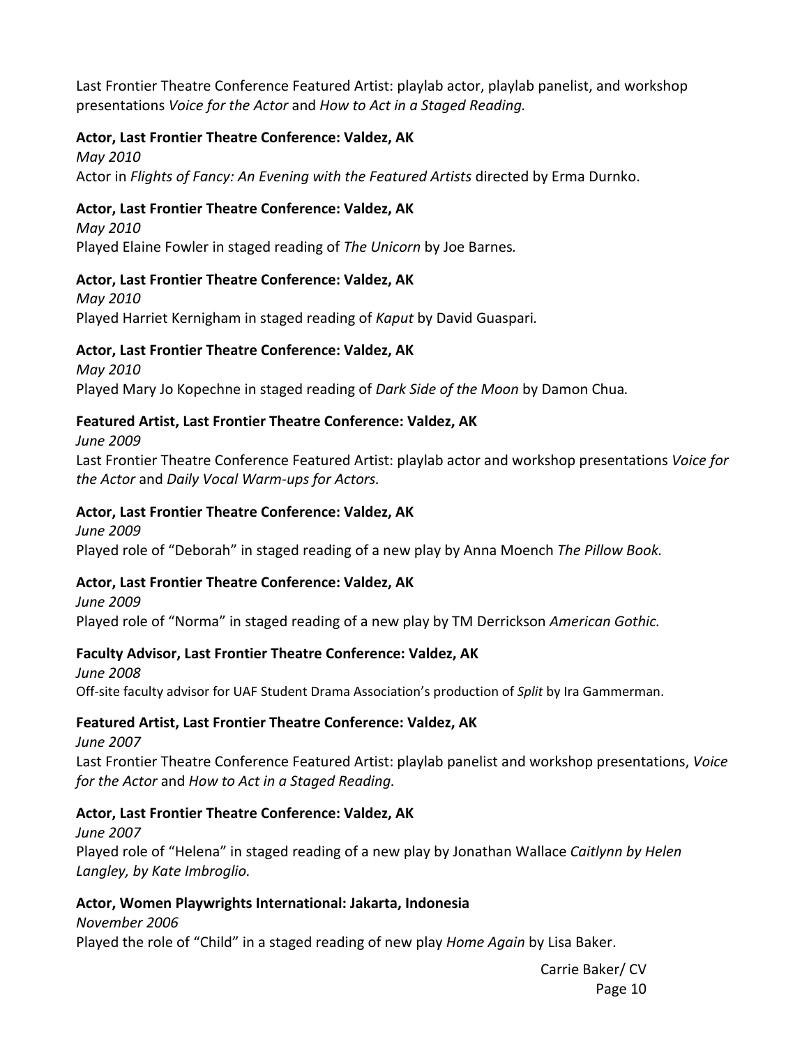Last Frontier Theatre Conference Featured Artist: playlab actor, playlab panelist, and workshop presentations *Voice for the Actor* and *How to Act in a Staged Reading.*

**Actor, Last Frontier Theatre Conference: Valdez, AK**

*May 2010*

Actor in *Flights of Fancy: An Evening with the Featured Artists* directed by Erma Durnko.

**Actor, Last Frontier Theatre Conference: Valdez, AK**

*May 2010*

Played Elaine Fowler in staged reading of *The Unicorn* by Joe Barnes*.*

**Actor, Last Frontier Theatre Conference: Valdez, AK**

*May 2010*

Played Harriet Kernigham in staged reading of *Kaput* by David Guaspari*.*

**Actor, Last Frontier Theatre Conference: Valdez, AK**

*May 2010*

Played Mary Jo Kopechne in staged reading of *Dark Side of the Moon* by Damon Chua*.*

**Featured Artist, Last Frontier Theatre Conference: Valdez, AK**

*June 2009*

Last Frontier Theatre Conference Featured Artist: playlab actor and workshop presentations *Voice for the Actor* and *Daily Vocal Warm-ups for Actors.*

**Actor, Last Frontier Theatre Conference: Valdez, AK**

*June 2009*

Played role of "Deborah" in staged reading of a new play by Anna Moench *The Pillow Book.*

**Actor, Last Frontier Theatre Conference: Valdez, AK**

*June 2009*

Played role of "Norma" in staged reading of a new play by TM Derrickson *American Gothic.*

**Faculty Advisor, Last Frontier Theatre Conference: Valdez, AK**

*June 2008*

Off-site faculty advisor for UAF Student Drama Association's production of *Split* by Ira Gammerman.

**Featured Artist, Last Frontier Theatre Conference: Valdez, AK**

*June 2007*

Last Frontier Theatre Conference Featured Artist: playlab panelist and workshop presentations, *Voice for the Actor* and *How to Act in a Staged Reading.*

**Actor, Last Frontier Theatre Conference: Valdez, AK**

*June 2007*

Played role of "Helena" in staged reading of a new play by Jonathan Wallace *Caitlynn by Helen Langley, by Kate Imbroglio.*

**Actor, Women Playwrights International: Jakarta, Indonesia**

*November 2006*

Played the role of "Child" in a staged reading of new play *Home Again* by Lisa Baker.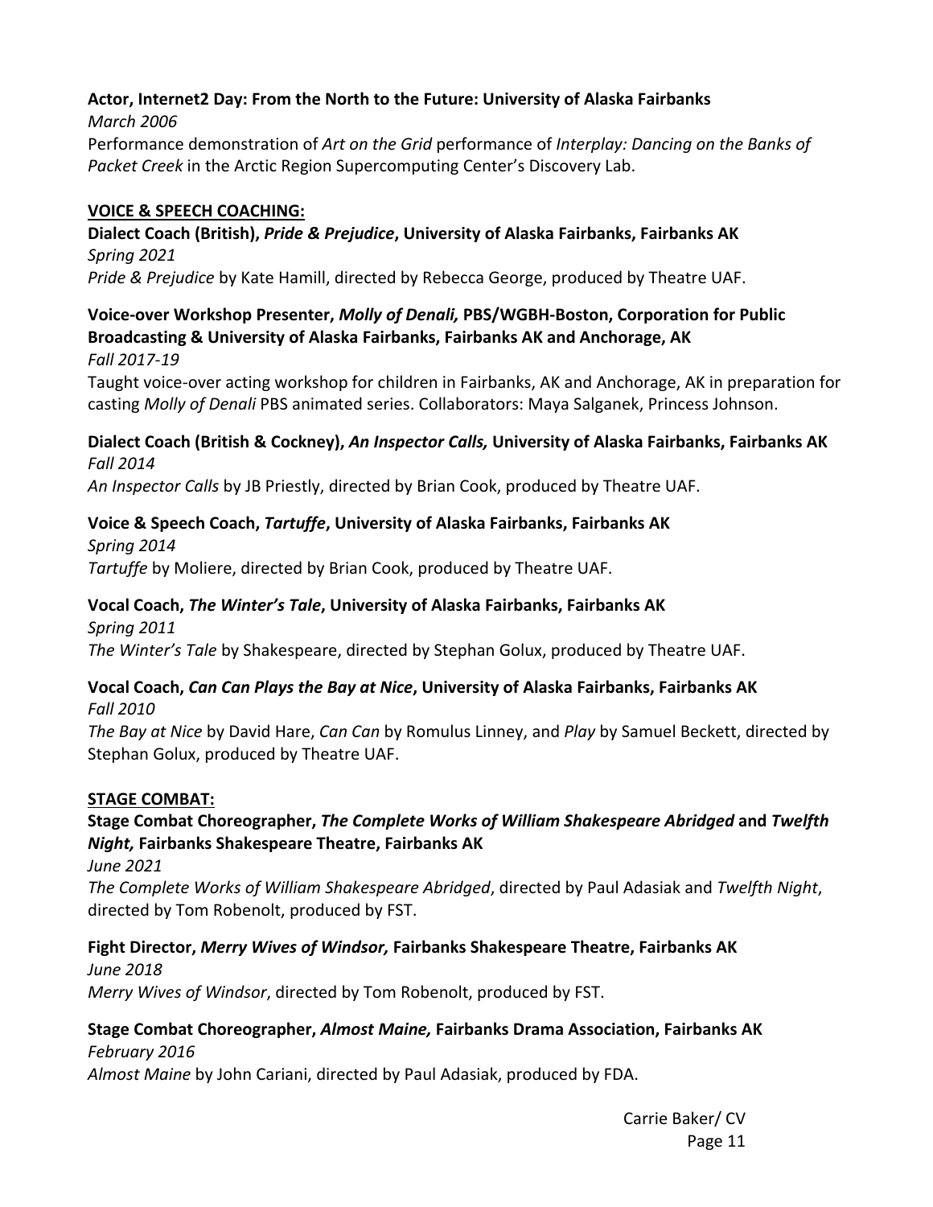**Actor, Internet2 Day: From the North to the Future: University of Alaska Fairbanks**
*March 2006*
Performance demonstration of *Art on the Grid* performance of *Interplay: Dancing on the Banks of Packet Creek* in the Arctic Region Supercomputing Center's Discovery Lab.

## VOICE & SPEECH COACHING:

**Dialect Coach (British), *Pride & Prejudice*, University of Alaska Fairbanks, Fairbanks AK**
*Spring 2021*
*Pride & Prejudice* by Kate Hamill, directed by Rebecca George, produced by Theatre UAF.

**Voice-over Workshop Presenter, *Molly of Denali,* PBS/WGBH-Boston, Corporation for Public Broadcasting & University of Alaska Fairbanks, Fairbanks AK and Anchorage, AK**
*Fall 2017-19*
Taught voice-over acting workshop for children in Fairbanks, AK and Anchorage, AK in preparation for casting *Molly of Denali* PBS animated series. Collaborators: Maya Salganek, Princess Johnson.

**Dialect Coach (British & Cockney), *An Inspector Calls,* University of Alaska Fairbanks, Fairbanks AK**
*Fall 2014*
*An Inspector Calls* by JB Priestly, directed by Brian Cook, produced by Theatre UAF.

**Voice & Speech Coach, *Tartuffe*, University of Alaska Fairbanks, Fairbanks AK**
*Spring 2014*
*Tartuffe* by Moliere, directed by Brian Cook, produced by Theatre UAF.

**Vocal Coach, *The Winter's Tale*, University of Alaska Fairbanks, Fairbanks AK**
*Spring 2011*
*The Winter's Tale* by Shakespeare, directed by Stephan Golux, produced by Theatre UAF.

**Vocal Coach, *Can Can Plays the Bay at Nice*, University of Alaska Fairbanks, Fairbanks AK**
*Fall 2010*
*The Bay at Nice* by David Hare, *Can Can* by Romulus Linney, and *Play* by Samuel Beckett, directed by Stephan Golux, produced by Theatre UAF.

## STAGE COMBAT:

**Stage Combat Choreographer, *The Complete Works of William Shakespeare Abridged* and *Twelfth Night,* Fairbanks Shakespeare Theatre, Fairbanks AK**
*June 2021*
*The Complete Works of William Shakespeare Abridged*, directed by Paul Adasiak and *Twelfth Night*, directed by Tom Robenolt, produced by FST.

**Fight Director, *Merry Wives of Windsor,* Fairbanks Shakespeare Theatre, Fairbanks AK**
*June 2018*
*Merry Wives of Windsor*, directed by Tom Robenolt, produced by FST.

**Stage Combat Choreographer, *Almost Maine,* Fairbanks Drama Association, Fairbanks AK**
*February 2016*
*Almost Maine* by John Cariani, directed by Paul Adasiak, produced by FDA.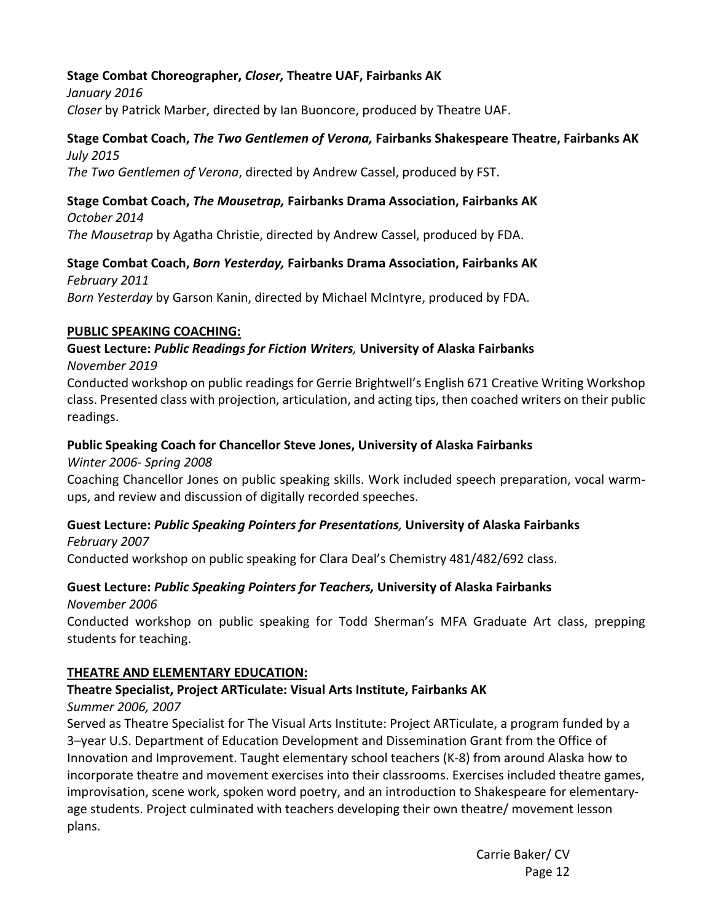**Stage Combat Choreographer, *Closer,* Theatre UAF, Fairbanks AK**
*January 2016*
*Closer* by Patrick Marber, directed by Ian Buoncore, produced by Theatre UAF.

**Stage Combat Coach, *The Two Gentlemen of Verona,* Fairbanks Shakespeare Theatre, Fairbanks AK**
*July 2015*
*The Two Gentlemen of Verona*, directed by Andrew Cassel, produced by FST.

**Stage Combat Coach, *The Mousetrap,* Fairbanks Drama Association, Fairbanks AK**
*October 2014*
*The Mousetrap* by Agatha Christie, directed by Andrew Cassel, produced by FDA.

**Stage Combat Coach, *Born Yesterday,* Fairbanks Drama Association, Fairbanks AK**
*February 2011*
*Born Yesterday* by Garson Kanin, directed by Michael McIntyre, produced by FDA.

**PUBLIC SPEAKING COACHING:**

**Guest Lecture: *Public Readings for Fiction Writers,* University of Alaska Fairbanks**
*November 2019*
Conducted workshop on public readings for Gerrie Brightwell's English 671 Creative Writing Workshop class. Presented class with projection, articulation, and acting tips, then coached writers on their public readings.

**Public Speaking Coach for Chancellor Steve Jones, University of Alaska Fairbanks**
*Winter 2006- Spring 2008*
Coaching Chancellor Jones on public speaking skills. Work included speech preparation, vocal warm-ups, and review and discussion of digitally recorded speeches.

**Guest Lecture: *Public Speaking Pointers for Presentations,* University of Alaska Fairbanks**
*February 2007*
Conducted workshop on public speaking for Clara Deal's Chemistry 481/482/692 class.

**Guest Lecture: *Public Speaking Pointers for Teachers,* University of Alaska Fairbanks**
*November 2006*
Conducted workshop on public speaking for Todd Sherman's MFA Graduate Art class, prepping students for teaching.

**THEATRE AND ELEMENTARY EDUCATION:**

**Theatre Specialist, Project ARTiculate: Visual Arts Institute, Fairbanks AK**
*Summer 2006, 2007*
Served as Theatre Specialist for The Visual Arts Institute: Project ARTiculate, a program funded by a 3–year U.S. Department of Education Development and Dissemination Grant from the Office of Innovation and Improvement. Taught elementary school teachers (K-8) from around Alaska how to incorporate theatre and movement exercises into their classrooms. Exercises included theatre games, improvisation, scene work, spoken word poetry, and an introduction to Shakespeare for elementary-age students. Project culminated with teachers developing their own theatre/ movement lesson plans.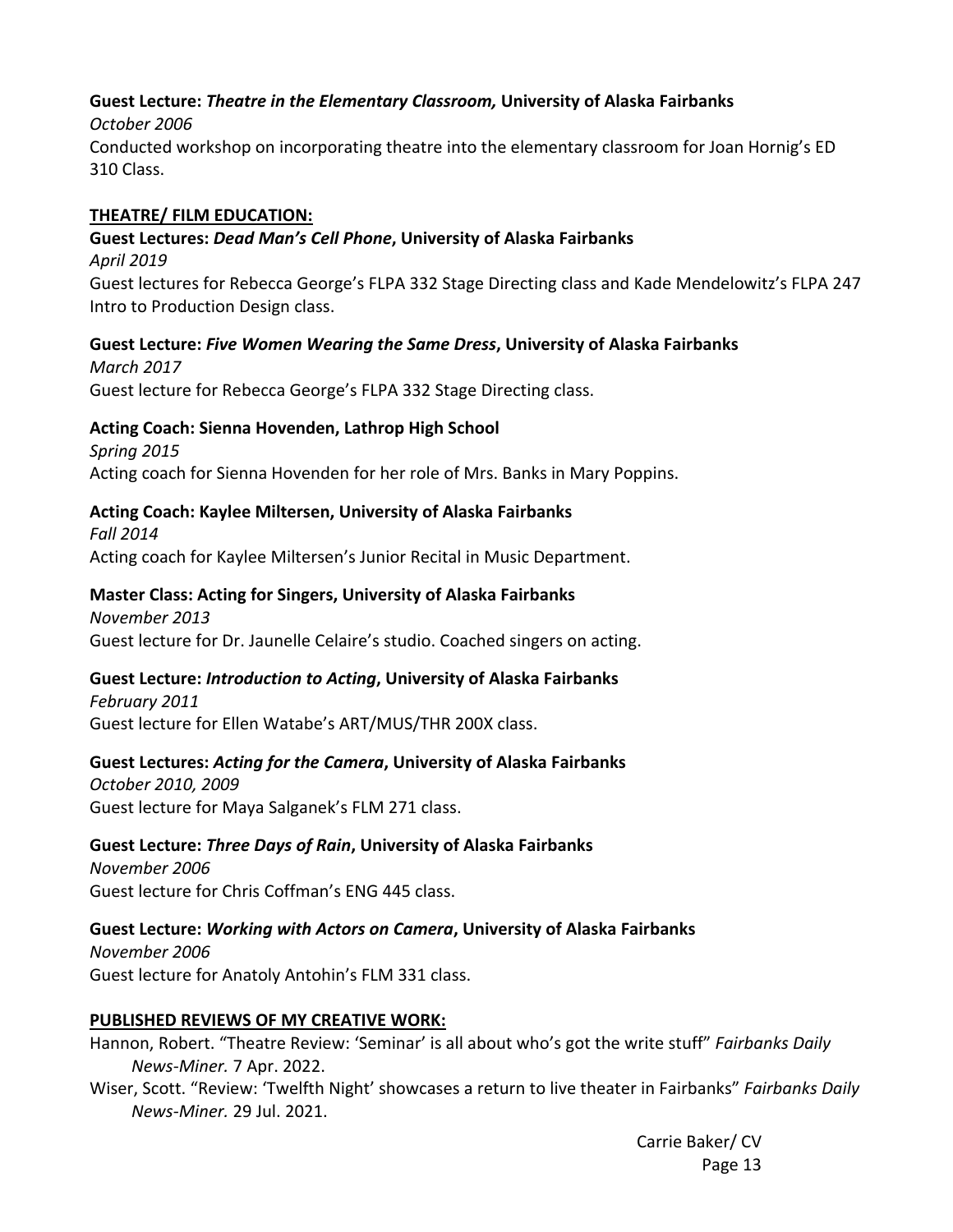**Guest Lecture: *Theatre in the Elementary Classroom,* University of Alaska Fairbanks**
*October 2006*
Conducted workshop on incorporating theatre into the elementary classroom for Joan Hornig's ED 310 Class.

## THEATRE/ FILM EDUCATION:

**Guest Lectures: *Dead Man's Cell Phone*, University of Alaska Fairbanks**
*April 2019*
Guest lectures for Rebecca George's FLPA 332 Stage Directing class and Kade Mendelowitz's FLPA 247 Intro to Production Design class.

**Guest Lecture: *Five Women Wearing the Same Dress*, University of Alaska Fairbanks**
*March 2017*
Guest lecture for Rebecca George's FLPA 332 Stage Directing class.

**Acting Coach: Sienna Hovenden, Lathrop High School**
*Spring 2015*
Acting coach for Sienna Hovenden for her role of Mrs. Banks in Mary Poppins.

**Acting Coach: Kaylee Miltersen, University of Alaska Fairbanks**
*Fall 2014*
Acting coach for Kaylee Miltersen's Junior Recital in Music Department.

**Master Class: Acting for Singers, University of Alaska Fairbanks**
*November 2013*
Guest lecture for Dr. Jaunelle Celaire's studio. Coached singers on acting.

**Guest Lecture: *Introduction to Acting*, University of Alaska Fairbanks**
*February 2011*
Guest lecture for Ellen Watabe's ART/MUS/THR 200X class.

**Guest Lectures: *Acting for the Camera*, University of Alaska Fairbanks**
*October 2010, 2009*
Guest lecture for Maya Salganek's FLM 271 class.

**Guest Lecture: *Three Days of Rain*, University of Alaska Fairbanks**
*November 2006*
Guest lecture for Chris Coffman's ENG 445 class.

**Guest Lecture: *Working with Actors on Camera*, University of Alaska Fairbanks**
*November 2006*
Guest lecture for Anatoly Antohin's FLM 331 class.

## PUBLISHED REVIEWS OF MY CREATIVE WORK:

Hannon, Robert. "Theatre Review: 'Seminar' is all about who's got the write stuff" *Fairbanks Daily News-Miner.* 7 Apr. 2022.

Wiser, Scott. "Review: 'Twelfth Night' showcases a return to live theater in Fairbanks" *Fairbanks Daily News-Miner.* 29 Jul. 2021.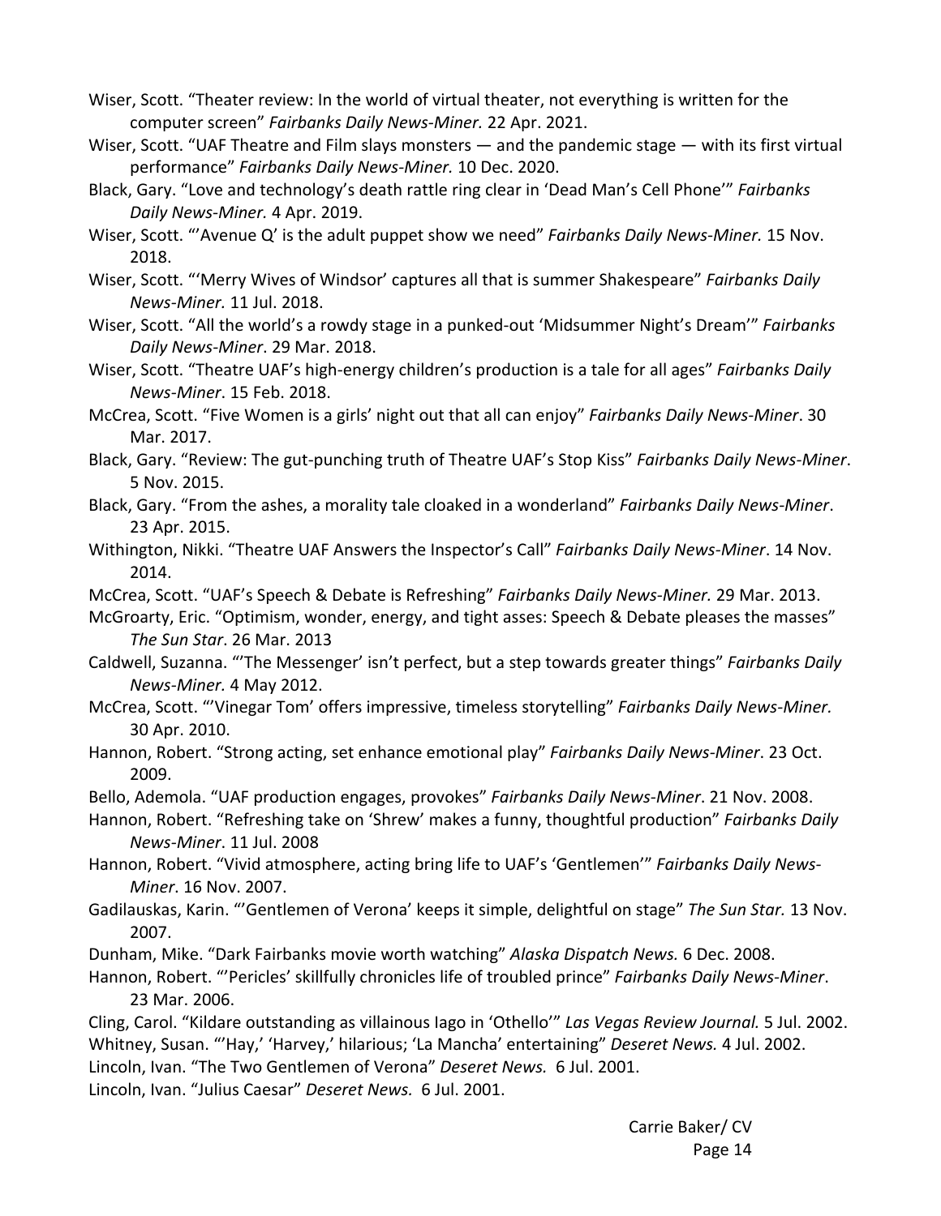Wiser, Scott. “Theater review: In the world of virtual theater, not everything is written for the computer screen” *Fairbanks Daily News-Miner.* 22 Apr. 2021.

Wiser, Scott. “UAF Theatre and Film slays monsters — and the pandemic stage — with its first virtual performance” *Fairbanks Daily News-Miner.* 10 Dec. 2020.

Black, Gary. “Love and technology’s death rattle ring clear in ‘Dead Man’s Cell Phone’” *Fairbanks Daily News-Miner.* 4 Apr. 2019.

Wiser, Scott. “’Avenue Q’ is the adult puppet show we need” *Fairbanks Daily News-Miner.* 15 Nov. 2018.

Wiser, Scott. “‘Merry Wives of Windsor’ captures all that is summer Shakespeare” *Fairbanks Daily News-Miner.* 11 Jul. 2018.

Wiser, Scott. “All the world’s a rowdy stage in a punked-out ‘Midsummer Night’s Dream’” *Fairbanks Daily News-Miner*. 29 Mar. 2018.

Wiser, Scott. “Theatre UAF’s high-energy children’s production is a tale for all ages” *Fairbanks Daily News-Miner*. 15 Feb. 2018.

McCrea, Scott. “Five Women is a girls’ night out that all can enjoy” *Fairbanks Daily News-Miner*. 30 Mar. 2017.

Black, Gary. “Review: The gut-punching truth of Theatre UAF’s Stop Kiss” *Fairbanks Daily News-Miner*. 5 Nov. 2015.

Black, Gary. “From the ashes, a morality tale cloaked in a wonderland” *Fairbanks Daily News-Miner*. 23 Apr. 2015.

Withington, Nikki. “Theatre UAF Answers the Inspector’s Call” *Fairbanks Daily News-Miner*. 14 Nov. 2014.

McCrea, Scott. “UAF’s Speech & Debate is Refreshing” *Fairbanks Daily News-Miner.* 29 Mar. 2013.

McGroarty, Eric. “Optimism, wonder, energy, and tight asses: Speech & Debate pleases the masses” *The Sun Star*. 26 Mar. 2013

Caldwell, Suzanna. “’The Messenger’ isn’t perfect, but a step towards greater things” *Fairbanks Daily News-Miner.* 4 May 2012.

McCrea, Scott. “’Vinegar Tom’ offers impressive, timeless storytelling” *Fairbanks Daily News-Miner.* 30 Apr. 2010.

Hannon, Robert. “Strong acting, set enhance emotional play” *Fairbanks Daily News-Miner*. 23 Oct. 2009.

Bello, Ademola. “UAF production engages, provokes” *Fairbanks Daily News-Miner*. 21 Nov. 2008.

Hannon, Robert. “Refreshing take on ‘Shrew’ makes a funny, thoughtful production” *Fairbanks Daily News-Miner*. 11 Jul. 2008

Hannon, Robert. “Vivid atmosphere, acting bring life to UAF’s ‘Gentlemen’” *Fairbanks Daily News-Miner*. 16 Nov. 2007.

Gadilauskas, Karin. “’Gentlemen of Verona’ keeps it simple, delightful on stage” *The Sun Star.* 13 Nov. 2007.

Dunham, Mike. “Dark Fairbanks movie worth watching” *Alaska Dispatch News.* 6 Dec. 2008.

Hannon, Robert. “’Pericles’ skillfully chronicles life of troubled prince” *Fairbanks Daily News-Miner*. 23 Mar. 2006.

Cling, Carol. “Kildare outstanding as villainous Iago in ‘Othello’” *Las Vegas Review Journal.* 5 Jul. 2002.

Whitney, Susan. “’Hay,’ ‘Harvey,’ hilarious; ‘La Mancha’ entertaining” *Deseret News.* 4 Jul. 2002.

Lincoln, Ivan. “The Two Gentlemen of Verona” *Deseret News.* 6 Jul. 2001.

Lincoln, Ivan. “Julius Caesar” *Deseret News.* 6 Jul. 2001.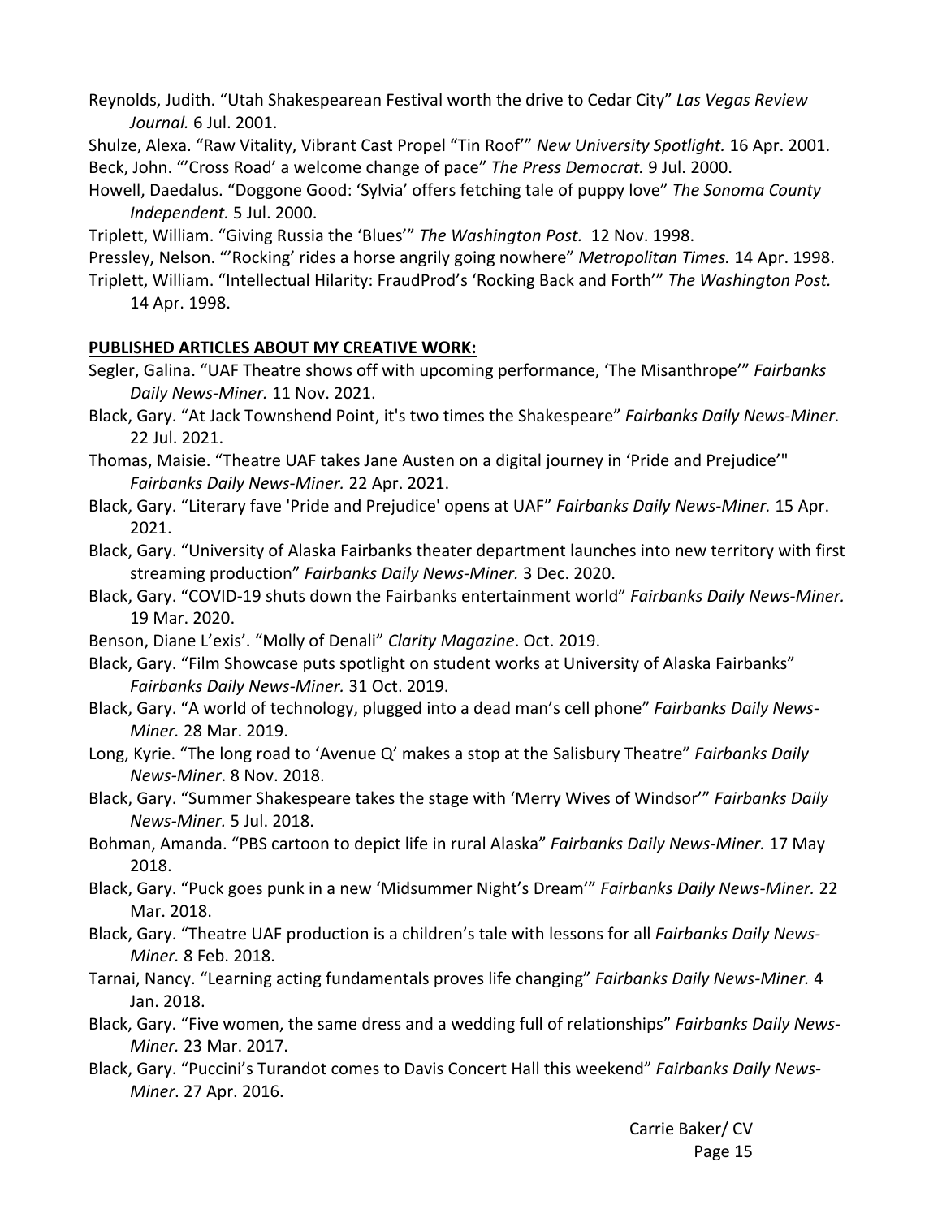Reynolds, Judith. "Utah Shakespearean Festival worth the drive to Cedar City" *Las Vegas Review Journal.* 6 Jul. 2001.

Shulze, Alexa. "Raw Vitality, Vibrant Cast Propel "Tin Roof'" *New University Spotlight.* 16 Apr. 2001.

Beck, John. "'Cross Road' a welcome change of pace" *The Press Democrat.* 9 Jul. 2000.

Howell, Daedalus. "Doggone Good: 'Sylvia' offers fetching tale of puppy love" *The Sonoma County Independent.* 5 Jul. 2000.

Triplett, William. "Giving Russia the 'Blues'" *The Washington Post.* 12 Nov. 1998.

Pressley, Nelson. "'Rocking' rides a horse angrily going nowhere" *Metropolitan Times.* 14 Apr. 1998.

Triplett, William. "Intellectual Hilarity: FraudProd's 'Rocking Back and Forth'" *The Washington Post.* 14 Apr. 1998.

**PUBLISHED ARTICLES ABOUT MY CREATIVE WORK:**

Segler, Galina. "UAF Theatre shows off with upcoming performance, 'The Misanthrope'" *Fairbanks Daily News-Miner.* 11 Nov. 2021.

Black, Gary. "At Jack Townshend Point, it's two times the Shakespeare" *Fairbanks Daily News-Miner.* 22 Jul. 2021.

Thomas, Maisie. "Theatre UAF takes Jane Austen on a digital journey in 'Pride and Prejudice'" *Fairbanks Daily News-Miner.* 22 Apr. 2021.

Black, Gary. "Literary fave 'Pride and Prejudice' opens at UAF" *Fairbanks Daily News-Miner.* 15 Apr. 2021.

Black, Gary. "University of Alaska Fairbanks theater department launches into new territory with first streaming production" *Fairbanks Daily News-Miner.* 3 Dec. 2020.

Black, Gary. "COVID-19 shuts down the Fairbanks entertainment world" *Fairbanks Daily News-Miner.* 19 Mar. 2020.

Benson, Diane L'exis'. "Molly of Denali" *Clarity Magazine*. Oct. 2019.

Black, Gary. "Film Showcase puts spotlight on student works at University of Alaska Fairbanks" *Fairbanks Daily News-Miner.* 31 Oct. 2019.

Black, Gary. "A world of technology, plugged into a dead man's cell phone" *Fairbanks Daily News-Miner.* 28 Mar. 2019.

Long, Kyrie. "The long road to 'Avenue Q' makes a stop at the Salisbury Theatre" *Fairbanks Daily News-Miner*. 8 Nov. 2018.

Black, Gary. "Summer Shakespeare takes the stage with 'Merry Wives of Windsor'" *Fairbanks Daily News-Miner.* 5 Jul. 2018.

Bohman, Amanda. "PBS cartoon to depict life in rural Alaska" *Fairbanks Daily News-Miner.* 17 May 2018.

Black, Gary. "Puck goes punk in a new 'Midsummer Night's Dream'" *Fairbanks Daily News-Miner.* 22 Mar. 2018.

Black, Gary. "Theatre UAF production is a children's tale with lessons for all *Fairbanks Daily News-Miner.* 8 Feb. 2018.

Tarnai, Nancy. "Learning acting fundamentals proves life changing" *Fairbanks Daily News-Miner.* 4 Jan. 2018.

Black, Gary. "Five women, the same dress and a wedding full of relationships" *Fairbanks Daily News-Miner.* 23 Mar. 2017.

Black, Gary. "Puccini's Turandot comes to Davis Concert Hall this weekend" *Fairbanks Daily News-Miner*. 27 Apr. 2016.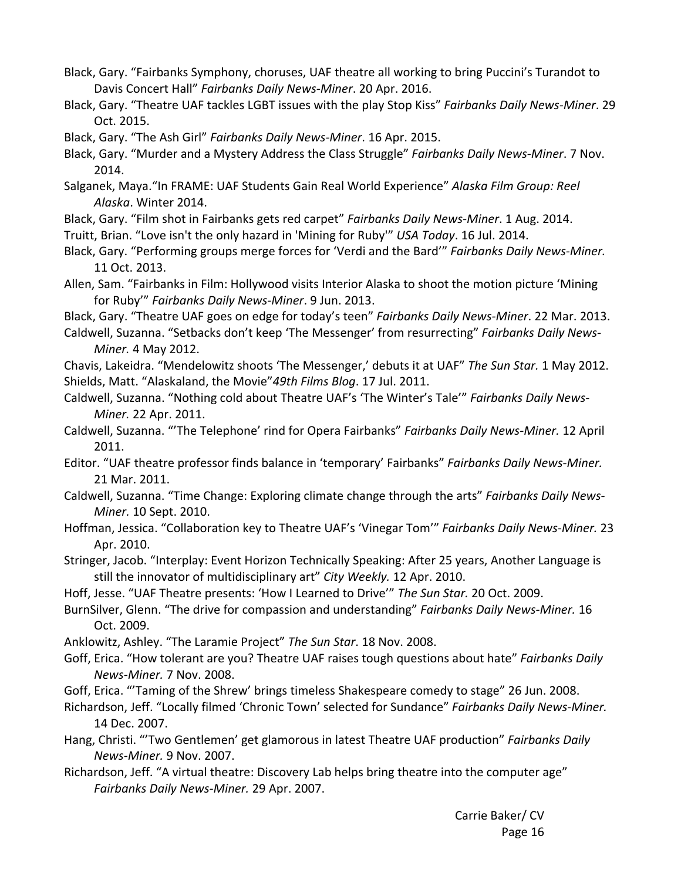Black, Gary. “Fairbanks Symphony, choruses, UAF theatre all working to bring Puccini’s Turandot to Davis Concert Hall” *Fairbanks Daily News-Miner*. 20 Apr. 2016.

Black, Gary. “Theatre UAF tackles LGBT issues with the play Stop Kiss” *Fairbanks Daily News-Miner*. 29 Oct. 2015.

Black, Gary. “The Ash Girl” *Fairbanks Daily News-Miner*. 16 Apr. 2015.

Black, Gary. “Murder and a Mystery Address the Class Struggle” *Fairbanks Daily News-Miner*. 7 Nov. 2014.

Salganek, Maya.“In FRAME: UAF Students Gain Real World Experience” *Alaska Film Group: Reel Alaska*. Winter 2014.

Black, Gary. “Film shot in Fairbanks gets red carpet” *Fairbanks Daily News-Miner*. 1 Aug. 2014.

Truitt, Brian. “Love isn't the only hazard in 'Mining for Ruby'” *USA Today*. 16 Jul. 2014.

Black, Gary. “Performing groups merge forces for ‘Verdi and the Bard’” *Fairbanks Daily News-Miner.* 11 Oct. 2013.

Allen, Sam. “Fairbanks in Film: Hollywood visits Interior Alaska to shoot the motion picture ‘Mining for Ruby’” *Fairbanks Daily News-Miner*. 9 Jun. 2013.

Black, Gary. “Theatre UAF goes on edge for today’s teen” *Fairbanks Daily News-Miner*. 22 Mar. 2013.

Caldwell, Suzanna. “Setbacks don’t keep ‘The Messenger’ from resurrecting” *Fairbanks Daily News-Miner.* 4 May 2012.

Chavis, Lakeidra. “Mendelowitz shoots ‘The Messenger,’ debuts it at UAF” *The Sun Star.* 1 May 2012.

Shields, Matt. “Alaskaland, the Movie”*49th Films Blog*. 17 Jul. 2011.

Caldwell, Suzanna. “Nothing cold about Theatre UAF’s ‘The Winter’s Tale’” *Fairbanks Daily News-Miner.* 22 Apr. 2011.

Caldwell, Suzanna. “’The Telephone’ rind for Opera Fairbanks” *Fairbanks Daily News-Miner.* 12 April 2011.

Editor. “UAF theatre professor finds balance in ‘temporary’ Fairbanks” *Fairbanks Daily News-Miner.* 21 Mar. 2011.

Caldwell, Suzanna. “Time Change: Exploring climate change through the arts” *Fairbanks Daily News-Miner.* 10 Sept. 2010.

Hoffman, Jessica. “Collaboration key to Theatre UAF’s ‘Vinegar Tom’” *Fairbanks Daily News-Miner.* 23 Apr. 2010.

Stringer, Jacob. “Interplay: Event Horizon Technically Speaking: After 25 years, Another Language is still the innovator of multidisciplinary art” *City Weekly.* 12 Apr. 2010.

Hoff, Jesse. “UAF Theatre presents: ‘How I Learned to Drive’” *The Sun Star.* 20 Oct. 2009.

BurnSilver, Glenn. “The drive for compassion and understanding” *Fairbanks Daily News-Miner.* 16 Oct. 2009.

Anklowitz, Ashley. “The Laramie Project” *The Sun Star*. 18 Nov. 2008.

Goff, Erica. “How tolerant are you? Theatre UAF raises tough questions about hate” *Fairbanks Daily News-Miner.* 7 Nov. 2008.

Goff, Erica. “’Taming of the Shrew’ brings timeless Shakespeare comedy to stage” 26 Jun. 2008.

Richardson, Jeff. “Locally filmed ‘Chronic Town’ selected for Sundance” *Fairbanks Daily News-Miner.* 14 Dec. 2007.

Hang, Christi. “’Two Gentlemen’ get glamorous in latest Theatre UAF production” *Fairbanks Daily News-Miner.* 9 Nov. 2007.

Richardson, Jeff. “A virtual theatre: Discovery Lab helps bring theatre into the computer age” *Fairbanks Daily News-Miner.* 29 Apr. 2007.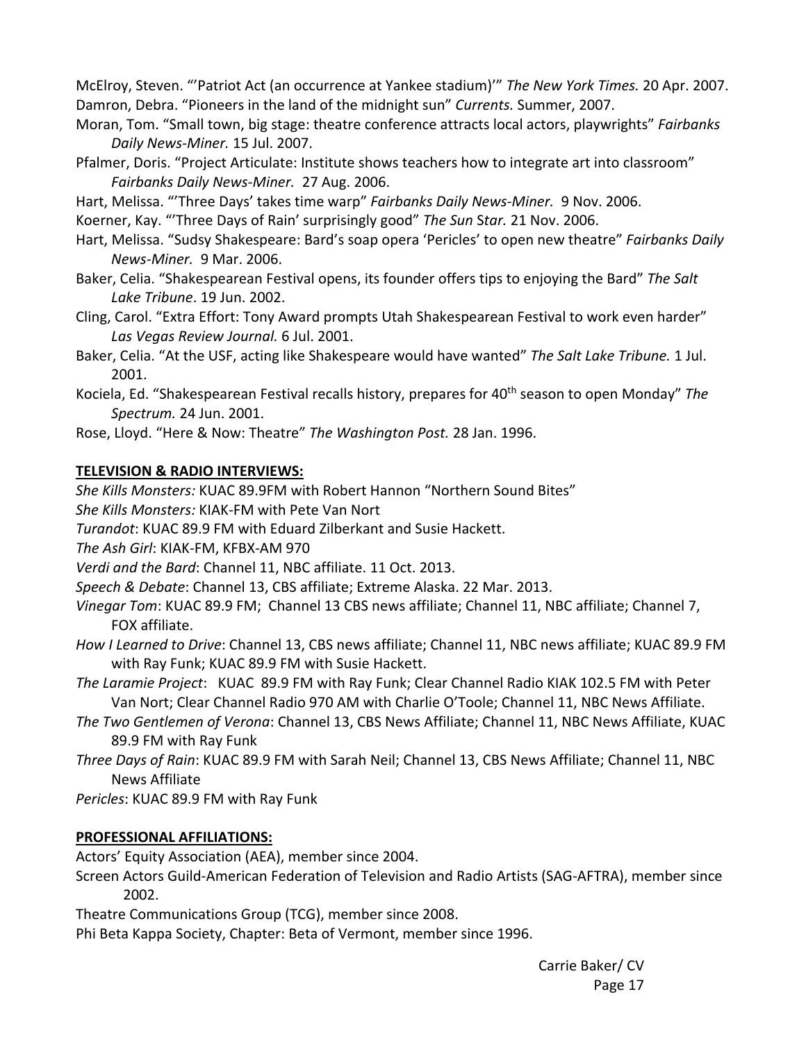McElroy, Steven. "'Patriot Act (an occurrence at Yankee stadium)'" *The New York Times.* 20 Apr. 2007.

Damron, Debra. "Pioneers in the land of the midnight sun" *Currents.* Summer, 2007.

Moran, Tom. "Small town, big stage: theatre conference attracts local actors, playwrights" *Fairbanks Daily News-Miner.* 15 Jul. 2007.

Pfalmer, Doris. "Project Articulate: Institute shows teachers how to integrate art into classroom" *Fairbanks Daily News-Miner.* 27 Aug. 2006.

Hart, Melissa. "'Three Days' takes time warp" *Fairbanks Daily News-Miner.* 9 Nov. 2006.

Koerner, Kay. "'Three Days of Rain' surprisingly good" *The Sun Star.* 21 Nov. 2006.

Hart, Melissa. "Sudsy Shakespeare: Bard's soap opera 'Pericles' to open new theatre" *Fairbanks Daily News-Miner.* 9 Mar. 2006.

Baker, Celia. "Shakespearean Festival opens, its founder offers tips to enjoying the Bard" *The Salt Lake Tribune*. 19 Jun. 2002.

Cling, Carol. "Extra Effort: Tony Award prompts Utah Shakespearean Festival to work even harder" *Las Vegas Review Journal.* 6 Jul. 2001.

Baker, Celia. "At the USF, acting like Shakespeare would have wanted" *The Salt Lake Tribune.* 1 Jul. 2001.

Kociela, Ed. "Shakespearean Festival recalls history, prepares for 40th season to open Monday" *The Spectrum.* 24 Jun. 2001.

Rose, Lloyd. "Here & Now: Theatre" *The Washington Post.* 28 Jan. 1996.

**TELEVISION & RADIO INTERVIEWS:**

*She Kills Monsters:* KUAC 89.9FM with Robert Hannon "Northern Sound Bites"

*She Kills Monsters:* KIAK-FM with Pete Van Nort

*Turandot*: KUAC 89.9 FM with Eduard Zilberkant and Susie Hackett.

*The Ash Girl*: KIAK-FM, KFBX-AM 970

*Verdi and the Bard*: Channel 11, NBC affiliate. 11 Oct. 2013.

*Speech & Debate*: Channel 13, CBS affiliate; Extreme Alaska. 22 Mar. 2013.

*Vinegar Tom*: KUAC 89.9 FM; Channel 13 CBS news affiliate; Channel 11, NBC affiliate; Channel 7, FOX affiliate.

*How I Learned to Drive*: Channel 13, CBS news affiliate; Channel 11, NBC news affiliate; KUAC 89.9 FM with Ray Funk; KUAC 89.9 FM with Susie Hackett.

*The Laramie Project*: KUAC 89.9 FM with Ray Funk; Clear Channel Radio KIAK 102.5 FM with Peter Van Nort; Clear Channel Radio 970 AM with Charlie O'Toole; Channel 11, NBC News Affiliate.

*The Two Gentlemen of Verona*: Channel 13, CBS News Affiliate; Channel 11, NBC News Affiliate, KUAC 89.9 FM with Ray Funk

*Three Days of Rain*: KUAC 89.9 FM with Sarah Neil; Channel 13, CBS News Affiliate; Channel 11, NBC News Affiliate

*Pericles*: KUAC 89.9 FM with Ray Funk

**PROFESSIONAL AFFILIATIONS:**

Actors' Equity Association (AEA), member since 2004.

Screen Actors Guild-American Federation of Television and Radio Artists (SAG-AFTRA), member since 2002.

Theatre Communications Group (TCG), member since 2008.

Phi Beta Kappa Society, Chapter: Beta of Vermont, member since 1996.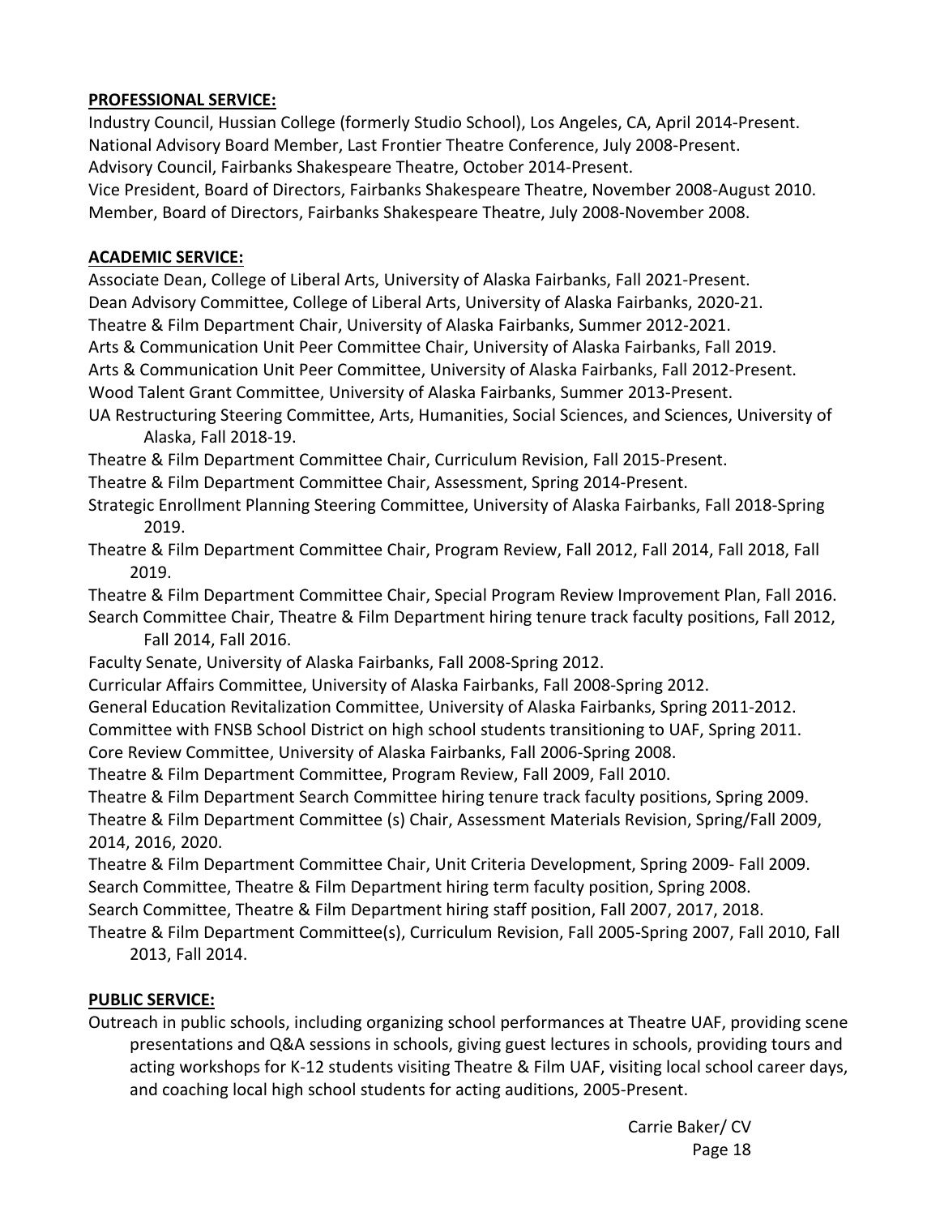**PROFESSIONAL SERVICE:**

Industry Council, Hussian College (formerly Studio School), Los Angeles, CA, April 2014-Present.
National Advisory Board Member, Last Frontier Theatre Conference, July 2008-Present.
Advisory Council, Fairbanks Shakespeare Theatre, October 2014-Present.
Vice President, Board of Directors, Fairbanks Shakespeare Theatre, November 2008-August 2010.
Member, Board of Directors, Fairbanks Shakespeare Theatre, July 2008-November 2008.

**ACADEMIC SERVICE:**

Associate Dean, College of Liberal Arts, University of Alaska Fairbanks, Fall 2021-Present.
Dean Advisory Committee, College of Liberal Arts, University of Alaska Fairbanks, 2020-21.
Theatre & Film Department Chair, University of Alaska Fairbanks, Summer 2012-2021.
Arts & Communication Unit Peer Committee Chair, University of Alaska Fairbanks, Fall 2019.
Arts & Communication Unit Peer Committee, University of Alaska Fairbanks, Fall 2012-Present.
Wood Talent Grant Committee, University of Alaska Fairbanks, Summer 2013-Present.
UA Restructuring Steering Committee, Arts, Humanities, Social Sciences, and Sciences, University of Alaska, Fall 2018-19.
Theatre & Film Department Committee Chair, Curriculum Revision, Fall 2015-Present.
Theatre & Film Department Committee Chair, Assessment, Spring 2014-Present.
Strategic Enrollment Planning Steering Committee, University of Alaska Fairbanks, Fall 2018-Spring 2019.
Theatre & Film Department Committee Chair, Program Review, Fall 2012, Fall 2014, Fall 2018, Fall 2019.
Theatre & Film Department Committee Chair, Special Program Review Improvement Plan, Fall 2016.
Search Committee Chair, Theatre & Film Department hiring tenure track faculty positions, Fall 2012, Fall 2014, Fall 2016.
Faculty Senate, University of Alaska Fairbanks, Fall 2008-Spring 2012.
Curricular Affairs Committee, University of Alaska Fairbanks, Fall 2008-Spring 2012.
General Education Revitalization Committee, University of Alaska Fairbanks, Spring 2011-2012.
Committee with FNSB School District on high school students transitioning to UAF, Spring 2011.
Core Review Committee, University of Alaska Fairbanks, Fall 2006-Spring 2008.
Theatre & Film Department Committee, Program Review, Fall 2009, Fall 2010.
Theatre & Film Department Search Committee hiring tenure track faculty positions, Spring 2009.
Theatre & Film Department Committee (s) Chair, Assessment Materials Revision, Spring/Fall 2009, 2014, 2016, 2020.
Theatre & Film Department Committee Chair, Unit Criteria Development, Spring 2009- Fall 2009.
Search Committee, Theatre & Film Department hiring term faculty position, Spring 2008.
Search Committee, Theatre & Film Department hiring staff position, Fall 2007, 2017, 2018.
Theatre & Film Department Committee(s), Curriculum Revision, Fall 2005-Spring 2007, Fall 2010, Fall 2013, Fall 2014.

**PUBLIC SERVICE:**

Outreach in public schools, including organizing school performances at Theatre UAF, providing scene presentations and Q&A sessions in schools, giving guest lectures in schools, providing tours and acting workshops for K-12 students visiting Theatre & Film UAF, visiting local school career days, and coaching local high school students for acting auditions, 2005-Present.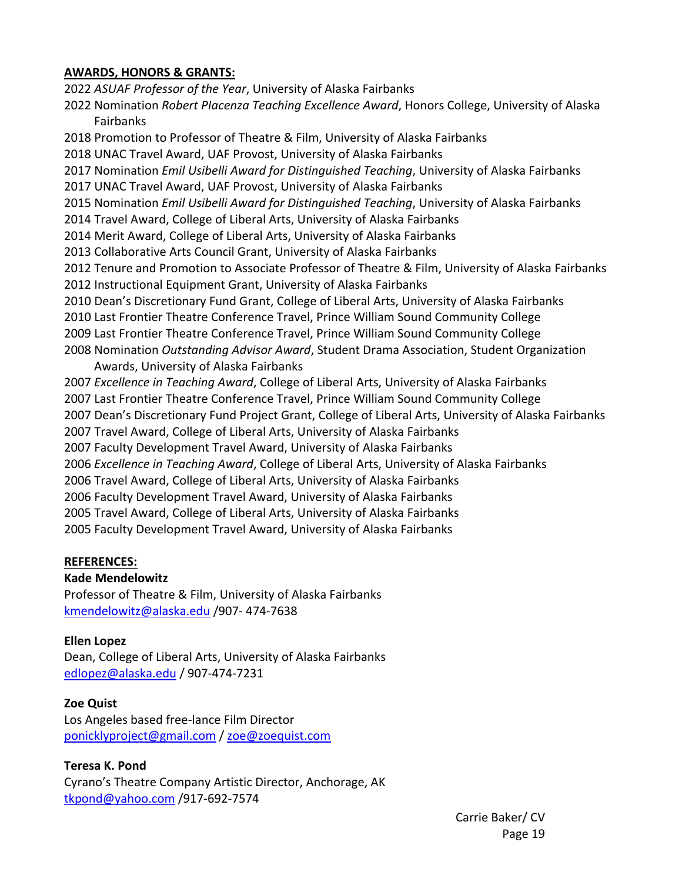**AWARDS, HONORS & GRANTS:**

2022 *ASUAF Professor of the Year*, University of Alaska Fairbanks
2022 Nomination *Robert PIacenza Teaching Excellence Award*, Honors College, University of Alaska Fairbanks
2018 Promotion to Professor of Theatre & Film, University of Alaska Fairbanks
2018 UNAC Travel Award, UAF Provost, University of Alaska Fairbanks
2017 Nomination *Emil Usibelli Award for Distinguished Teaching*, University of Alaska Fairbanks
2017 UNAC Travel Award, UAF Provost, University of Alaska Fairbanks
2015 Nomination *Emil Usibelli Award for Distinguished Teaching*, University of Alaska Fairbanks
2014 Travel Award, College of Liberal Arts, University of Alaska Fairbanks
2014 Merit Award, College of Liberal Arts, University of Alaska Fairbanks
2013 Collaborative Arts Council Grant, University of Alaska Fairbanks
2012 Tenure and Promotion to Associate Professor of Theatre & Film, University of Alaska Fairbanks
2012 Instructional Equipment Grant, University of Alaska Fairbanks
2010 Dean's Discretionary Fund Grant, College of Liberal Arts, University of Alaska Fairbanks
2010 Last Frontier Theatre Conference Travel, Prince William Sound Community College
2009 Last Frontier Theatre Conference Travel, Prince William Sound Community College
2008 Nomination *Outstanding Advisor Award*, Student Drama Association, Student Organization Awards, University of Alaska Fairbanks
2007 *Excellence in Teaching Award*, College of Liberal Arts, University of Alaska Fairbanks
2007 Last Frontier Theatre Conference Travel, Prince William Sound Community College
2007 Dean's Discretionary Fund Project Grant, College of Liberal Arts, University of Alaska Fairbanks
2007 Travel Award, College of Liberal Arts, University of Alaska Fairbanks
2007 Faculty Development Travel Award, University of Alaska Fairbanks
2006 *Excellence in Teaching Award*, College of Liberal Arts, University of Alaska Fairbanks
2006 Travel Award, College of Liberal Arts, University of Alaska Fairbanks
2006 Faculty Development Travel Award, University of Alaska Fairbanks
2005 Travel Award, College of Liberal Arts, University of Alaska Fairbanks
2005 Faculty Development Travel Award, University of Alaska Fairbanks

**REFERENCES:**

**Kade Mendelowitz**
Professor of Theatre & Film, University of Alaska Fairbanks
kmendelowitz@alaska.edu /907- 474-7638

**Ellen Lopez**
Dean, College of Liberal Arts, University of Alaska Fairbanks
edlopez@alaska.edu / 907-474-7231

**Zoe Quist**
Los Angeles based free-lance Film Director
ponicklyproject@gmail.com / zoe@zoequist.com

**Teresa K. Pond**
Cyrano's Theatre Company Artistic Director, Anchorage, AK
tkpond@yahoo.com /917-692-7574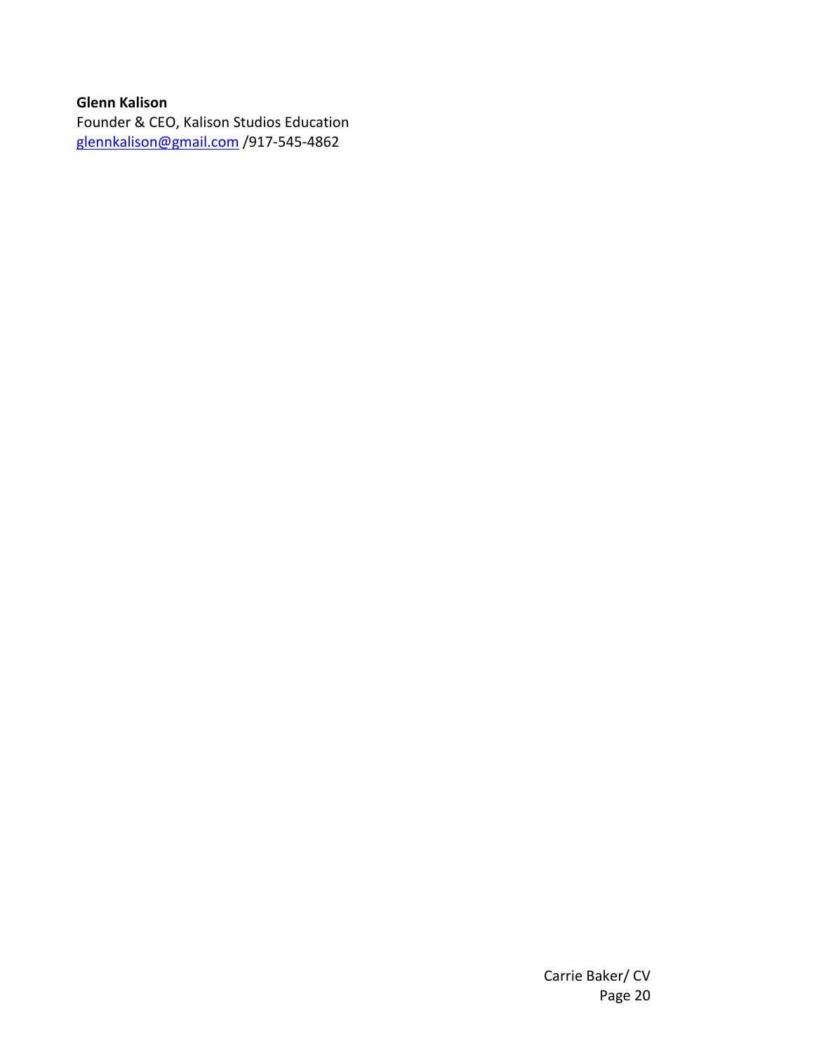**Glenn Kalison**
Founder & CEO, Kalison Studios Education
glennkalison@gmail.com /917-545-4862